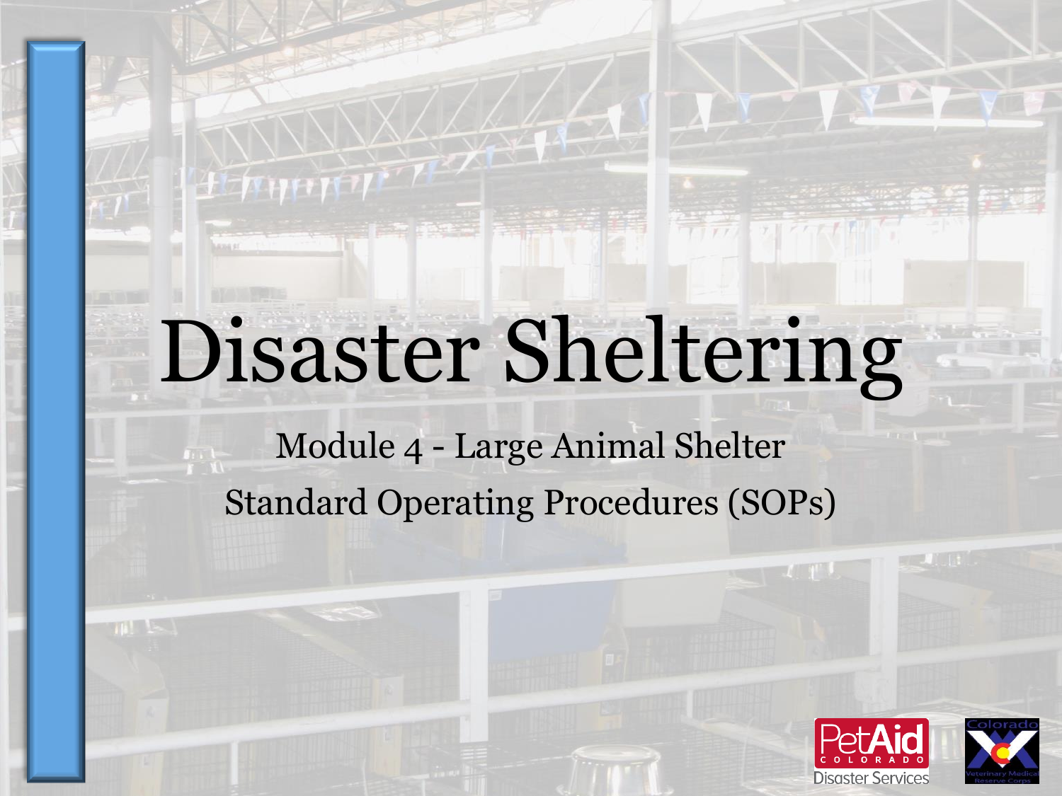# Disaster Sheltering

Module 4 - Large Animal Shelter

Standard Operating Procedures (SOPs)

PetAid Colorado Disaster Services

Colorado Veterinary Medical Reserve Corps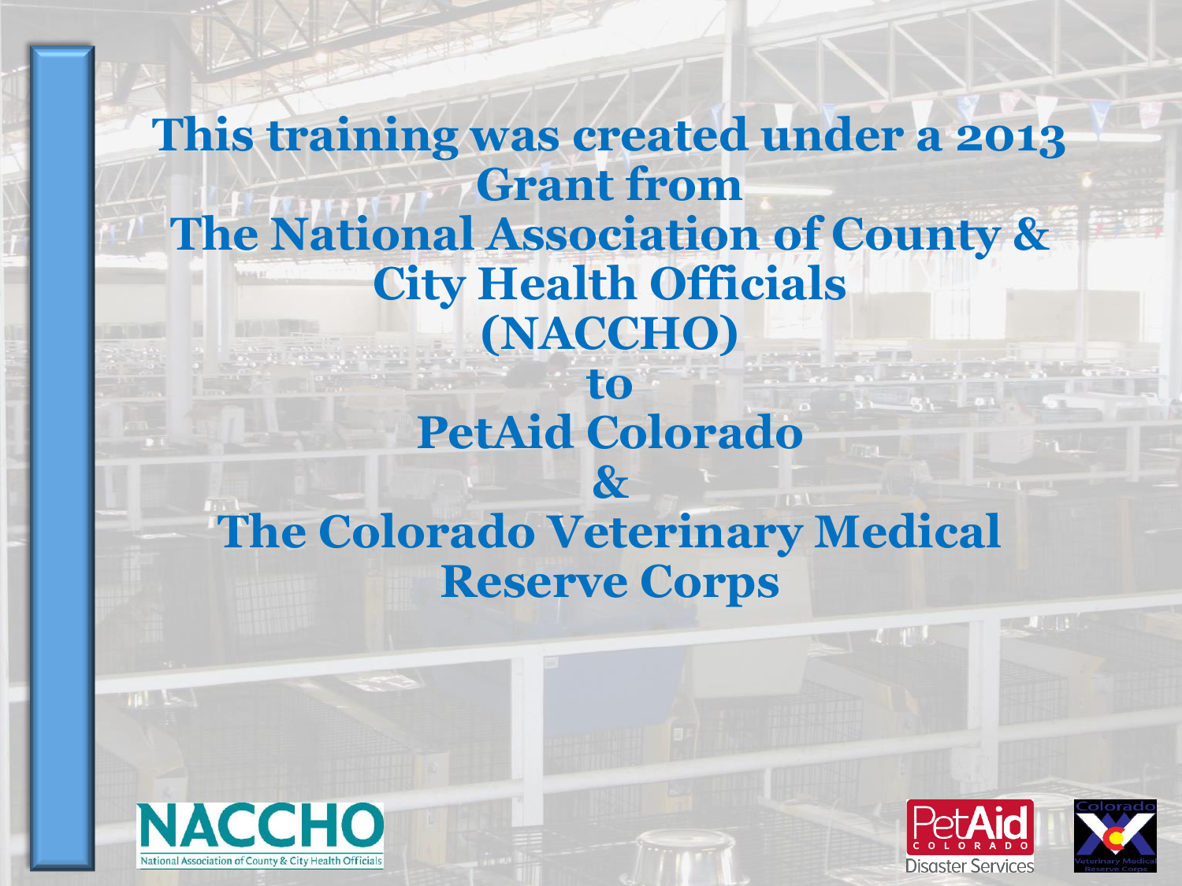**This training was created under a 2013 Grant from The National Association of County & City Health Officials (NACCHO) to PetAid Colorado & The Colorado Veterinary Medical Reserve Corps**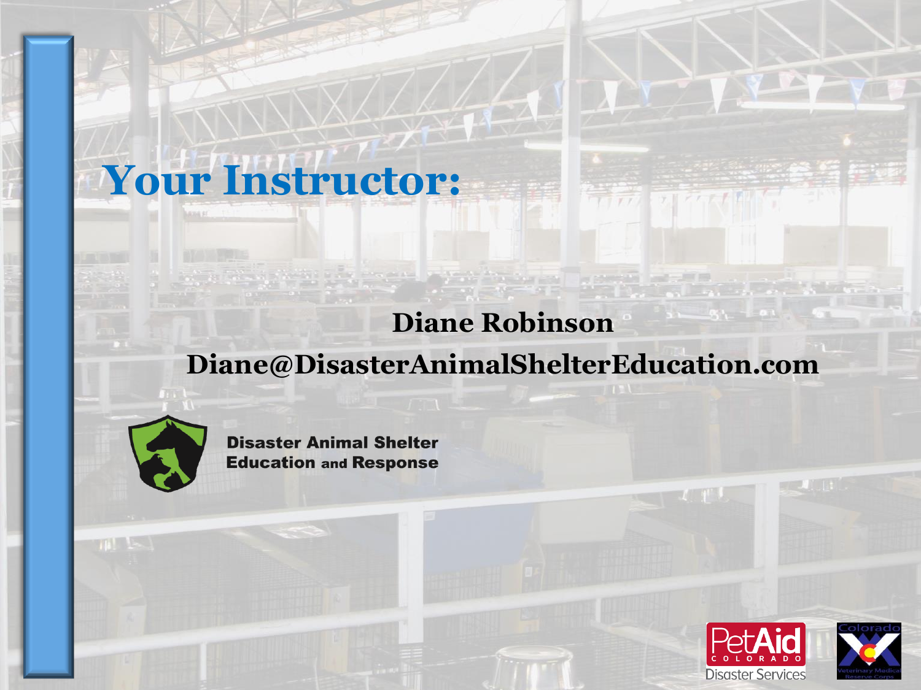# Your Instructor:

**Diane Robinson**

**Diane@DisasterAnimalShelterEducation.com**

**Disaster Animal Shelter Education and Response**

PetAid COLORADO Disaster Services

Colorado Veterinary Medical Reserve Corps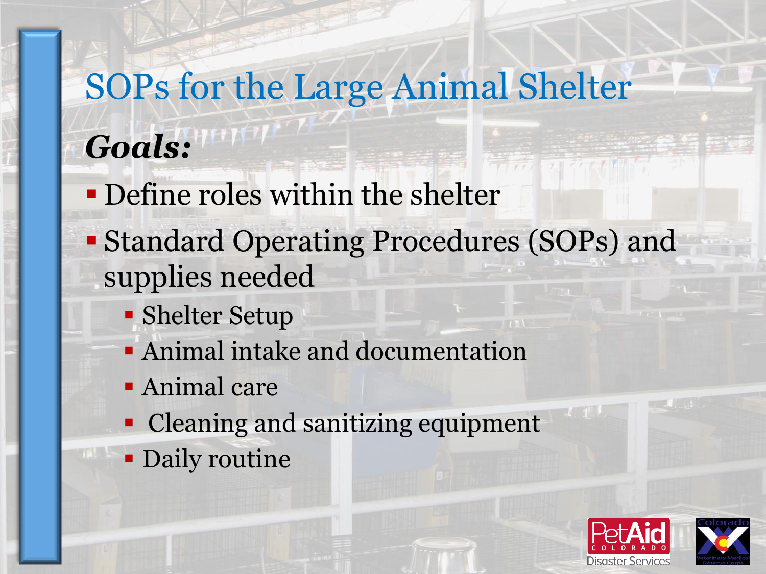# SOPs for the Large Animal Shelter

***Goals:***

- Define roles within the shelter
- Standard Operating Procedures (SOPs) and supplies needed
  - Shelter Setup
  - Animal intake and documentation
  - Animal care
  - Cleaning and sanitizing equipment
  - Daily routine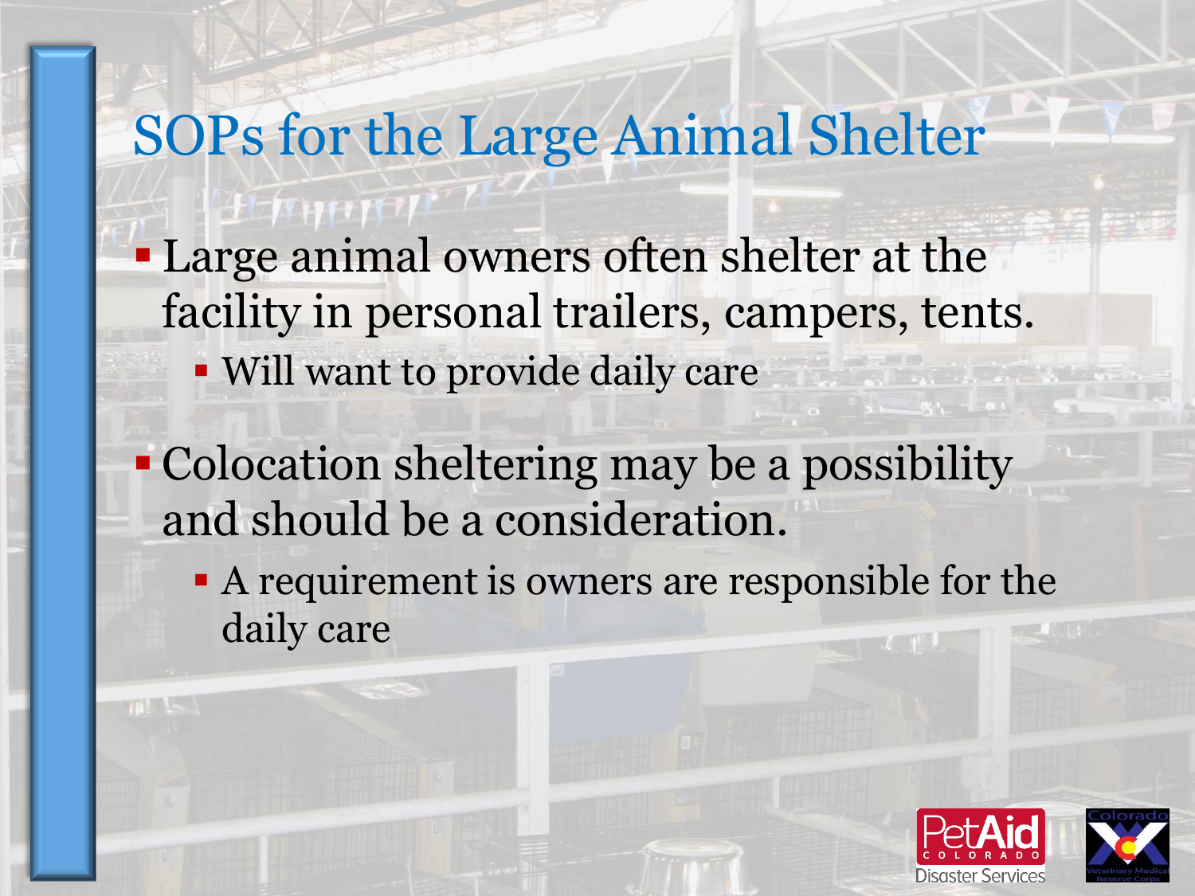# SOPs for the Large Animal Shelter

- Large animal owners often shelter at the facility in personal trailers, campers, tents.
  - Will want to provide daily care
- Colocation sheltering may be a possibility and should be a consideration.
  - A requirement is owners are responsible for the daily care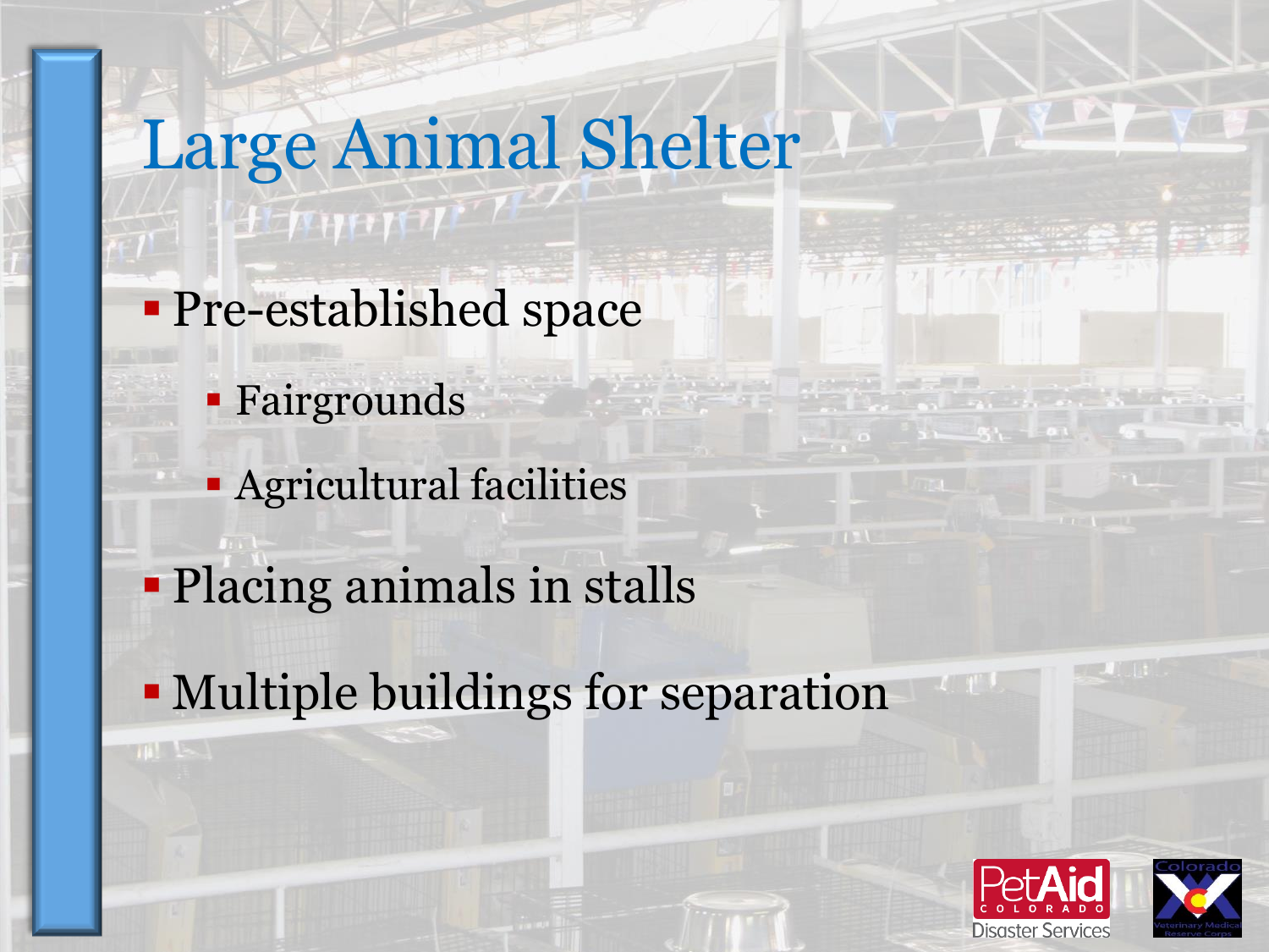# Large Animal Shelter

- Pre-established space
  - Fairgrounds
  - Agricultural facilities
- Placing animals in stalls
- Multiple buildings for separation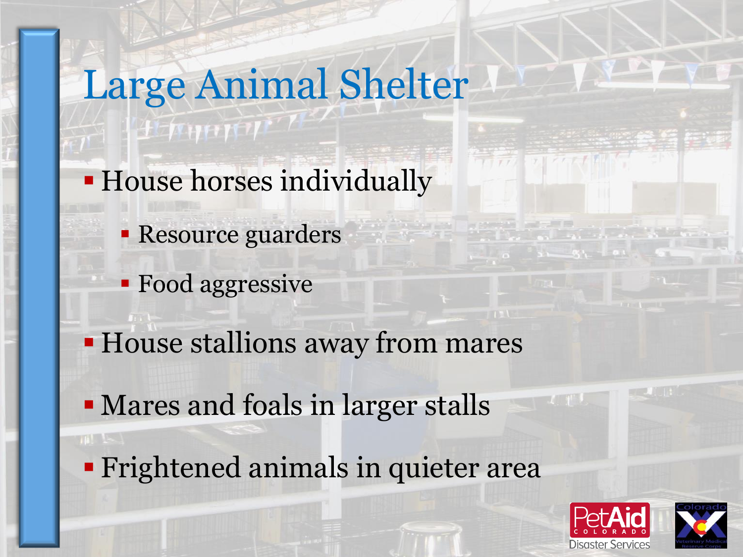# Large Animal Shelter

- House horses individually
  - Resource guarders
  - Food aggressive
- House stallions away from mares
- Mares and foals in larger stalls
- Frightened animals in quieter area

PetAid COLORADO Disaster Services

Colorado Veterinary Medical Reserve Corps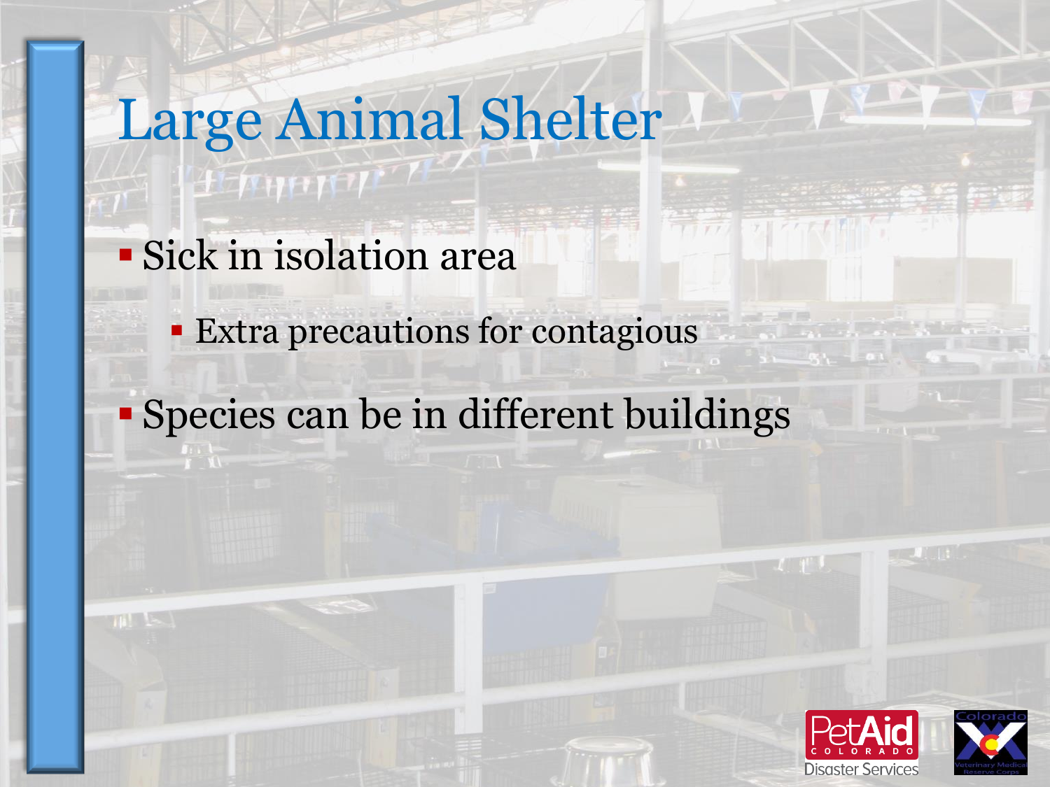# Large Animal Shelter

- Sick in isolation area
  - Extra precautions for contagious
- Species can be in different buildings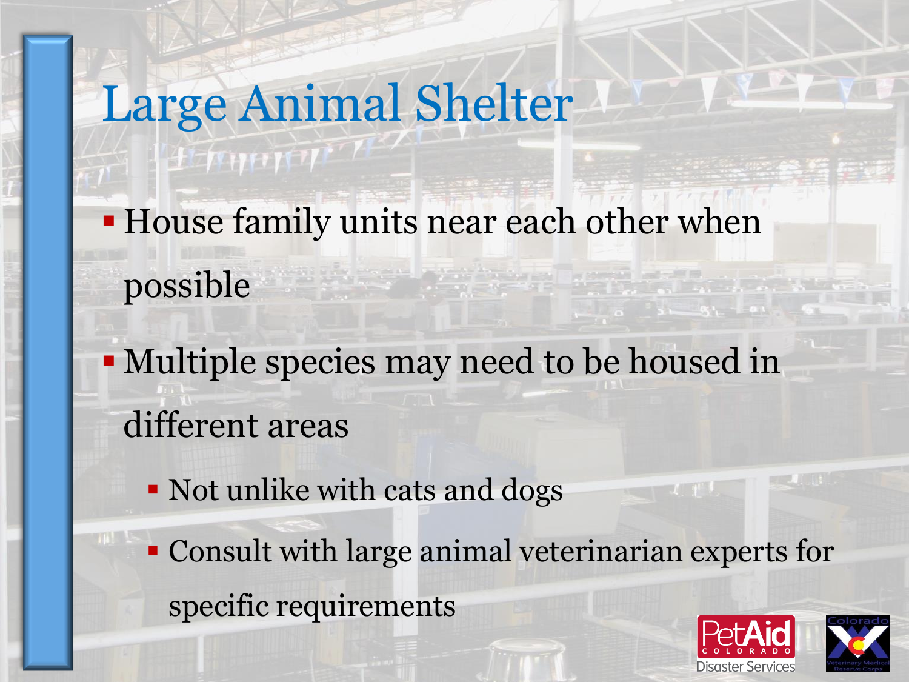# Large Animal Shelter

- House family units near each other when possible
- Multiple species may need to be housed in different areas
  - Not unlike with cats and dogs
  - Consult with large animal veterinarian experts for specific requirements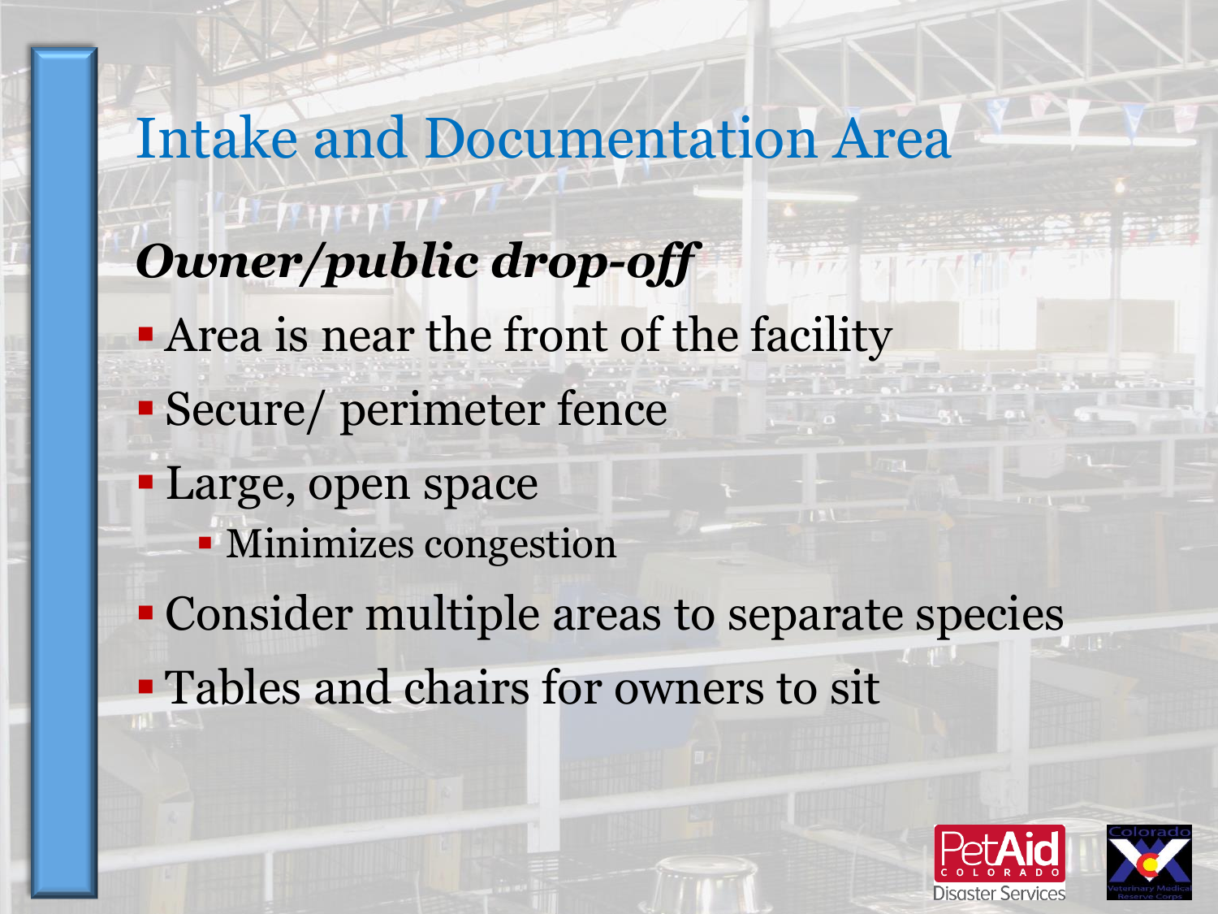# Intake and Documentation Area

***Owner/public drop-off***

- Area is near the front of the facility
- Secure/ perimeter fence
- Large, open space
  - Minimizes congestion
- Consider multiple areas to separate species
- Tables and chairs for owners to sit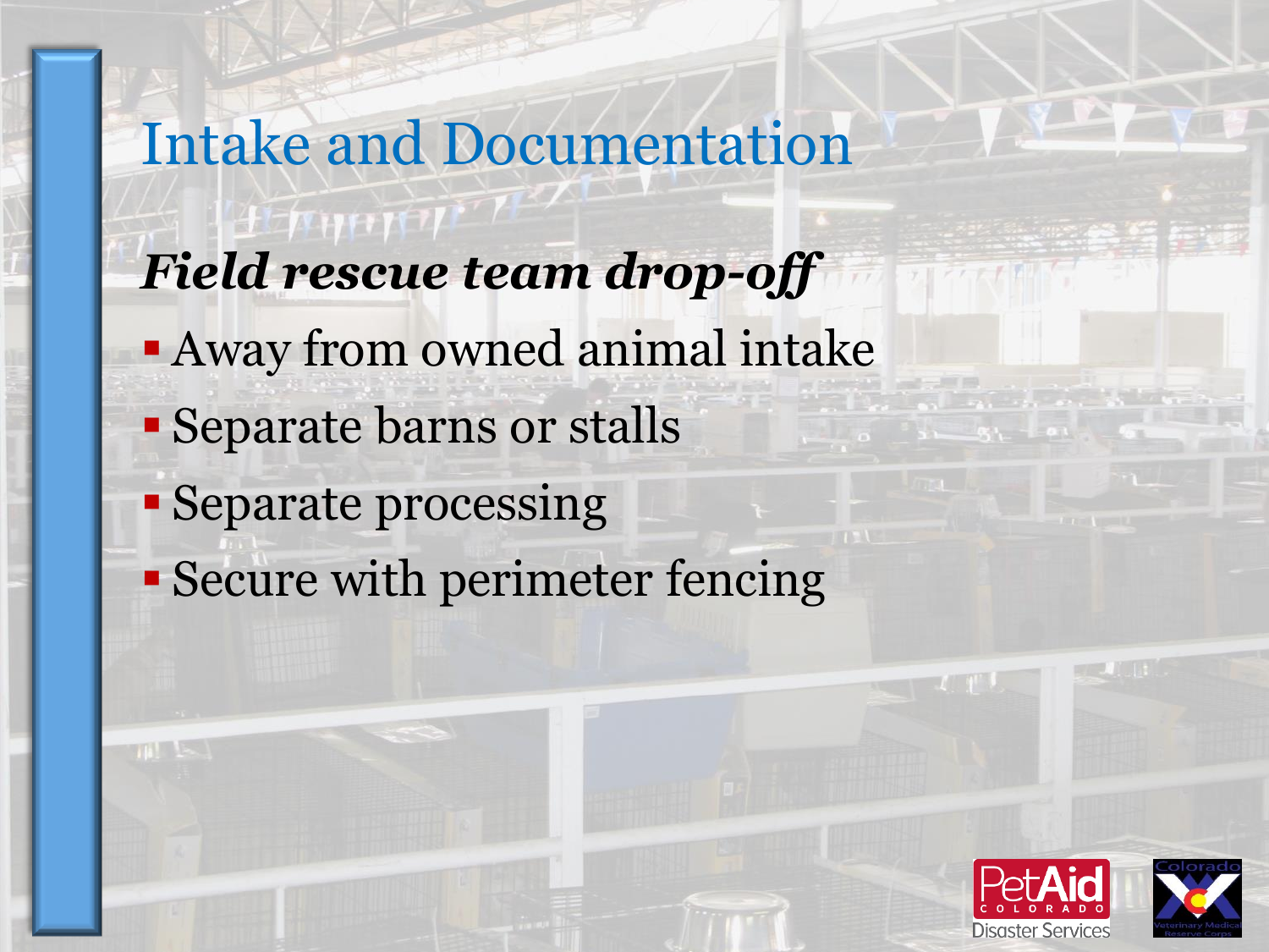# Intake and Documentation

***Field rescue team drop-off***

- Away from owned animal intake
- Separate barns or stalls
- Separate processing
- Secure with perimeter fencing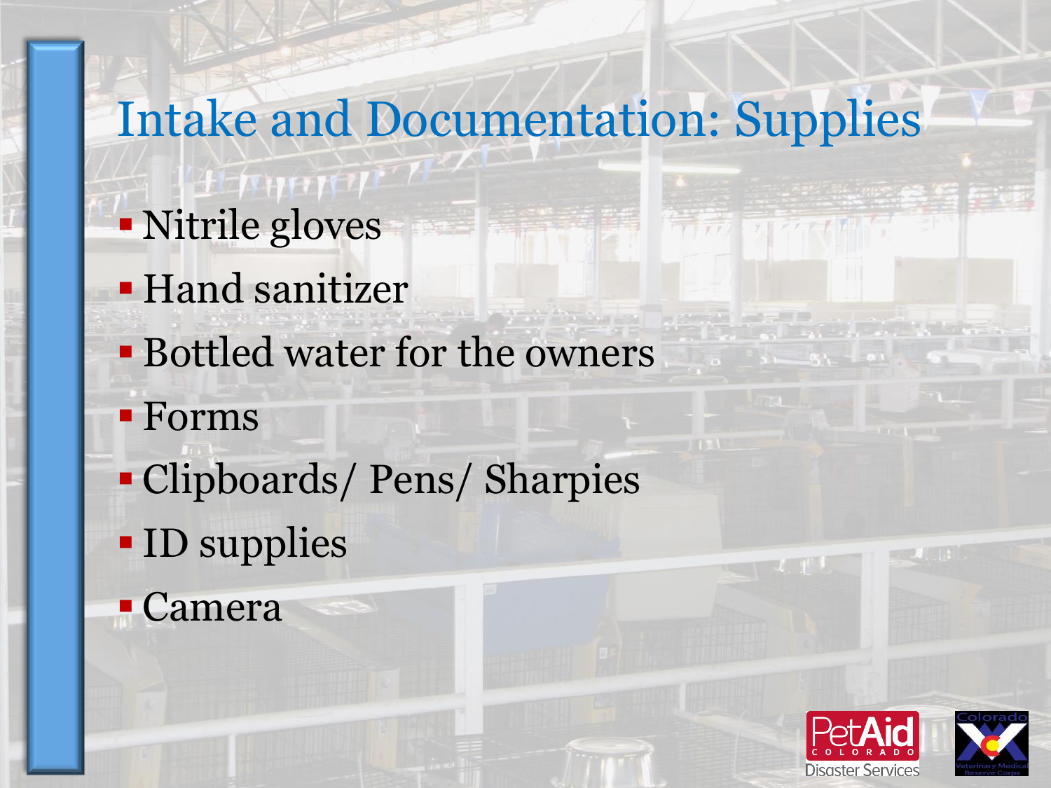# Intake and Documentation: Supplies

- Nitrile gloves
- Hand sanitizer
- Bottled water for the owners
- Forms
- Clipboards/ Pens/ Sharpies
- ID supplies
- Camera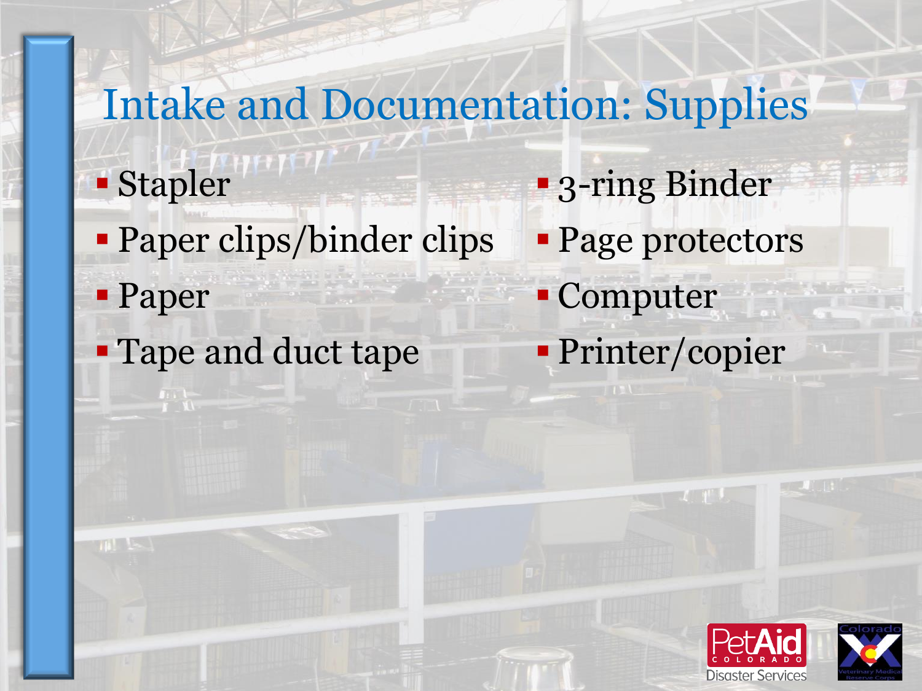# Intake and Documentation: Supplies

- Stapler
- Paper clips/binder clips
- Paper
- Tape and duct tape
- 3-ring Binder
- Page protectors
- Computer
- Printer/copier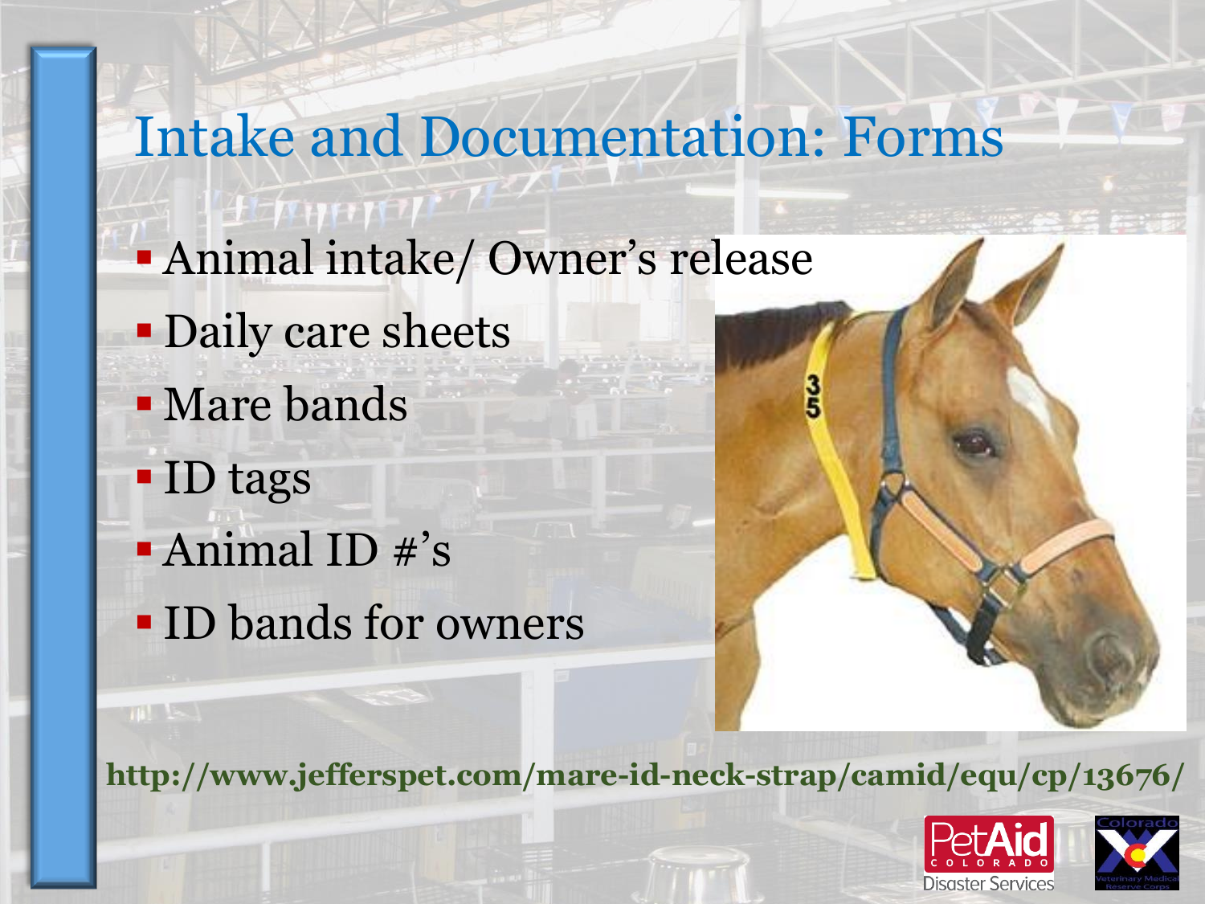# Intake and Documentation: Forms

- Animal intake/ Owner's release
- Daily care sheets
- Mare bands
- ID tags
- Animal ID #'s
- ID bands for owners

http://www.jefferspet.com/mare-id-neck-strap/camid/equ/cp/13676/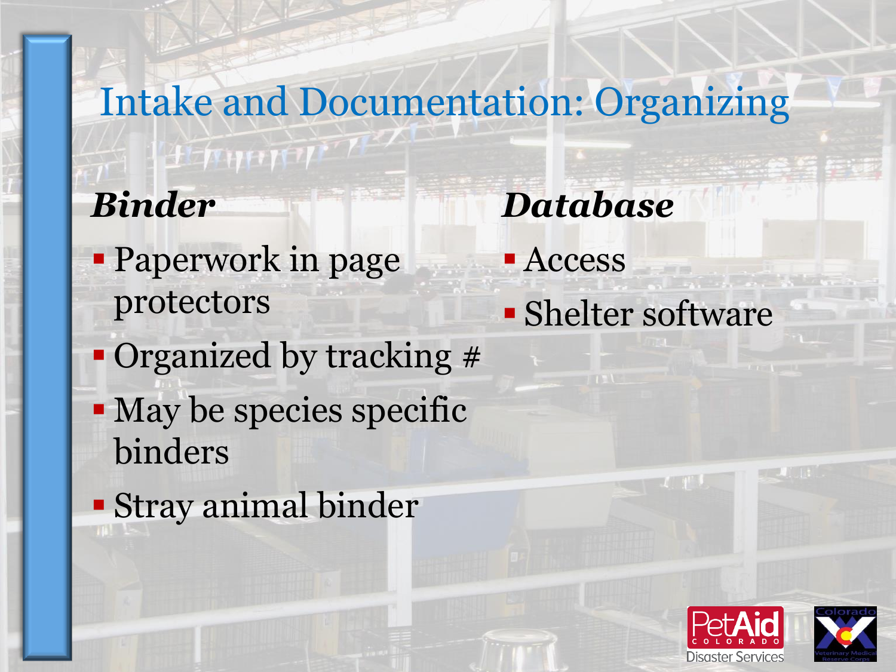# Intake and Documentation: Organizing

***Binder***

- Paperwork in page protectors
- Organized by tracking #
- May be species specific binders
- Stray animal binder

***Database***

- Access
- Shelter software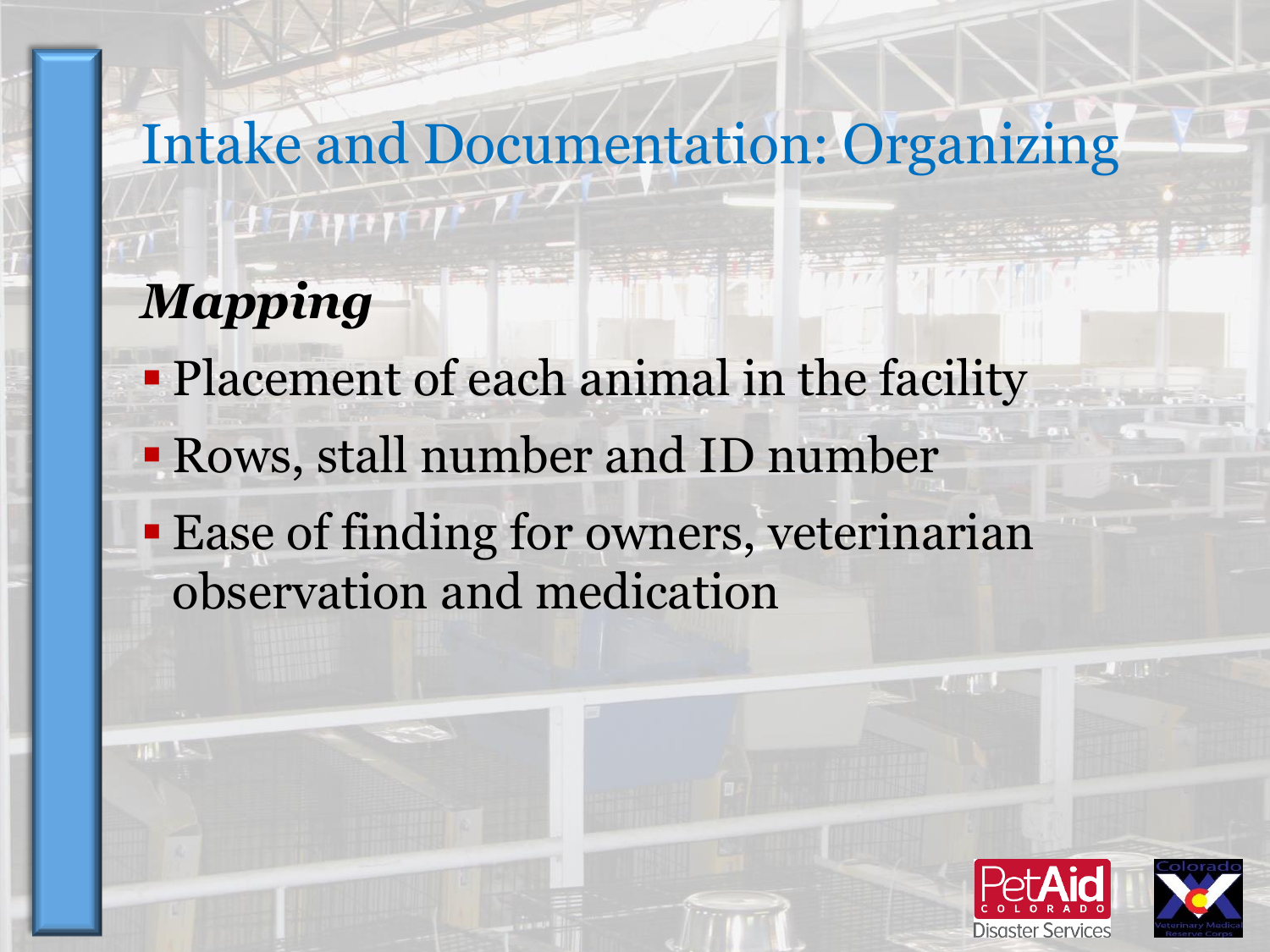# Intake and Documentation: Organizing

***Mapping***

- Placement of each animal in the facility
- Rows, stall number and ID number
- Ease of finding for owners, veterinarian observation and medication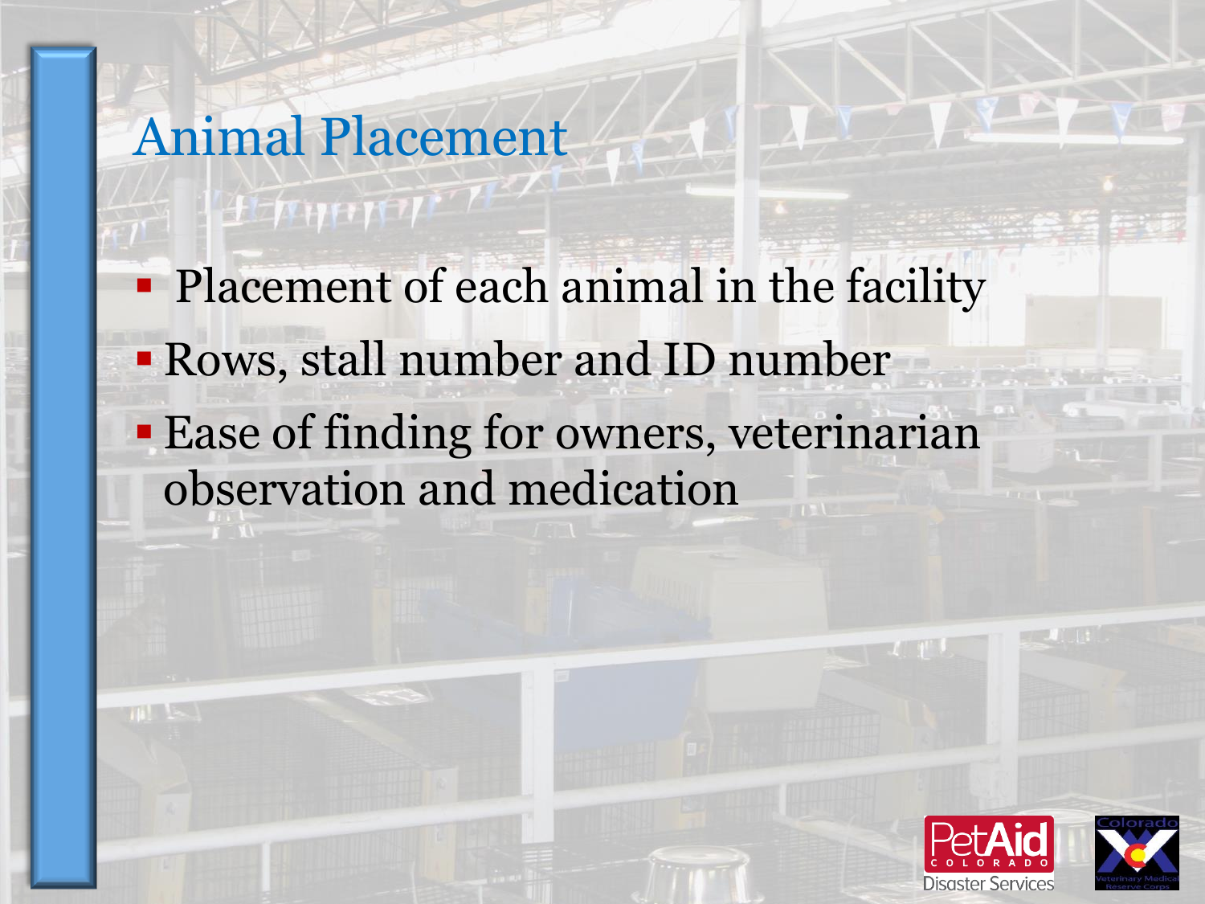# Animal Placement

- Placement of each animal in the facility
- Rows, stall number and ID number
- Ease of finding for owners, veterinarian observation and medication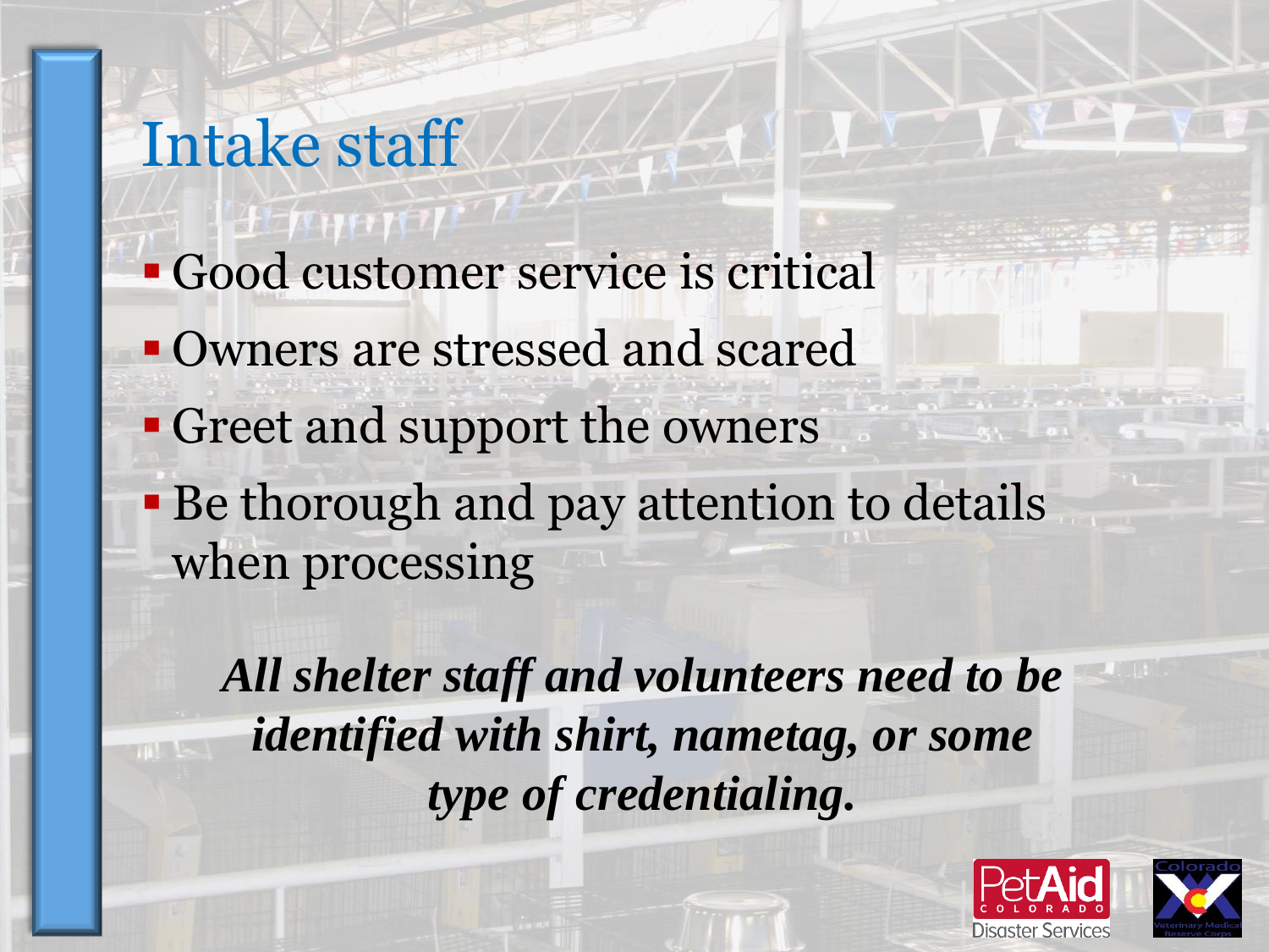# Intake staff

- Good customer service is critical
- Owners are stressed and scared
- Greet and support the owners
- Be thorough and pay attention to details when processing

***All shelter staff and volunteers need to be identified with shirt, nametag, or some type of credentialing.***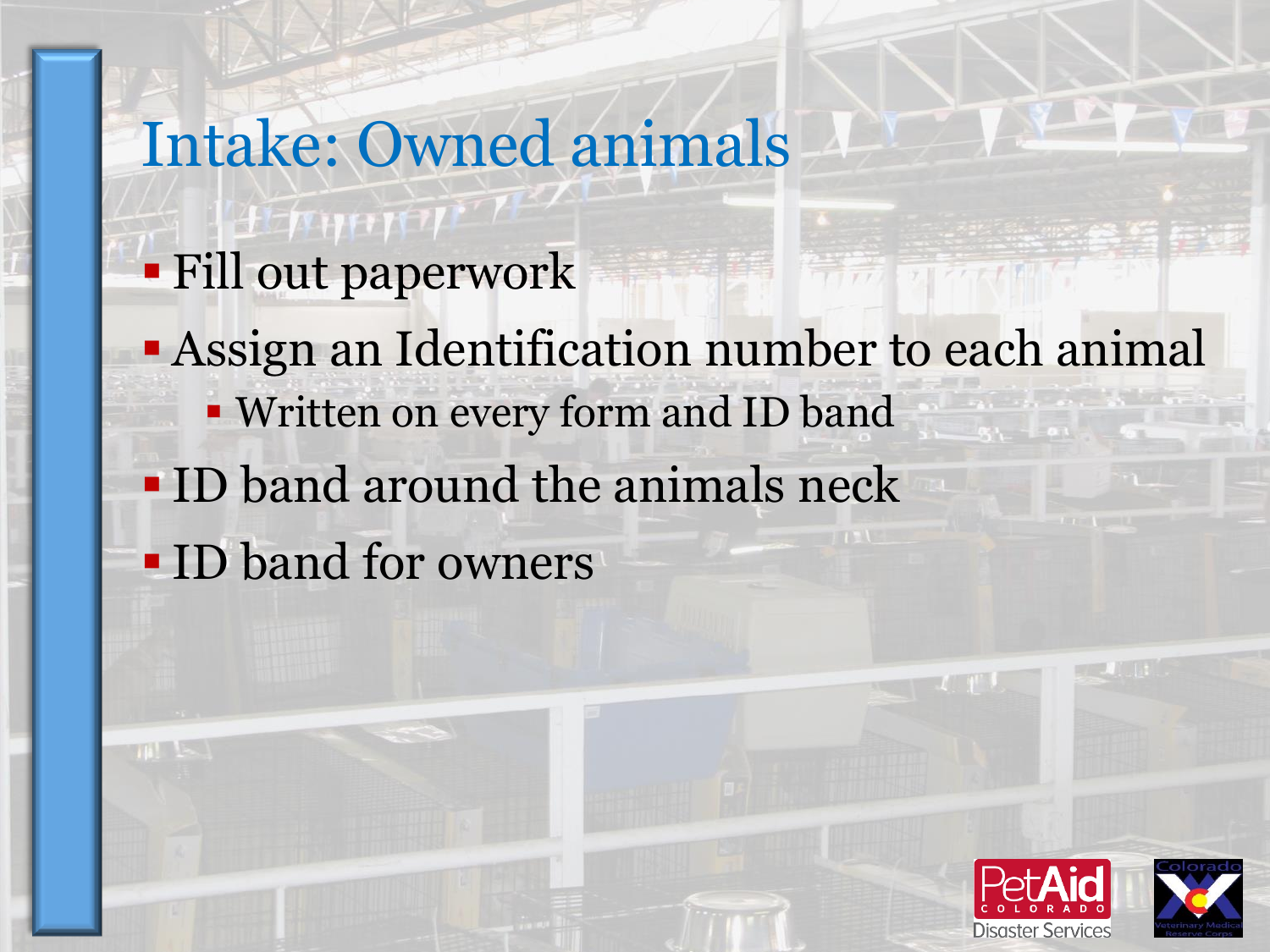# Intake: Owned animals

- Fill out paperwork
- Assign an Identification number to each animal
  - Written on every form and ID band
- ID band around the animals neck
- ID band for owners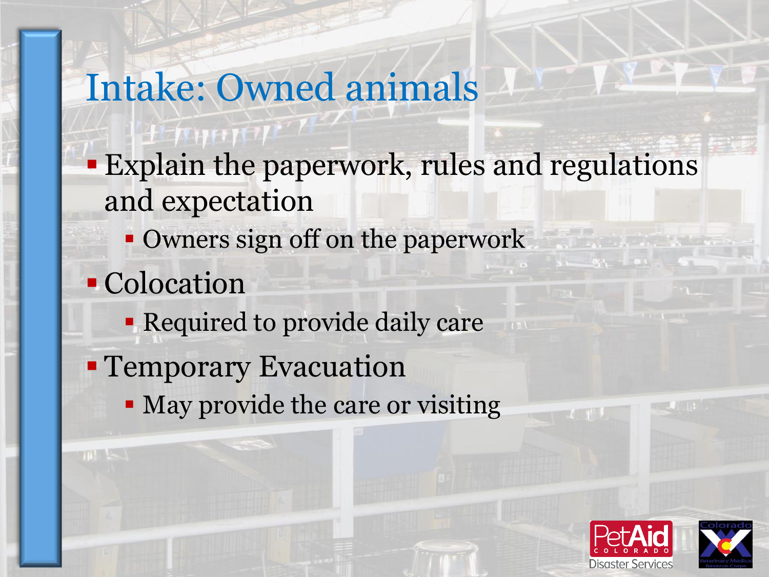# Intake: Owned animals

- Explain the paperwork, rules and regulations and expectation
  - Owners sign off on the paperwork
- Colocation
  - Required to provide daily care
- Temporary Evacuation
  - May provide the care or visiting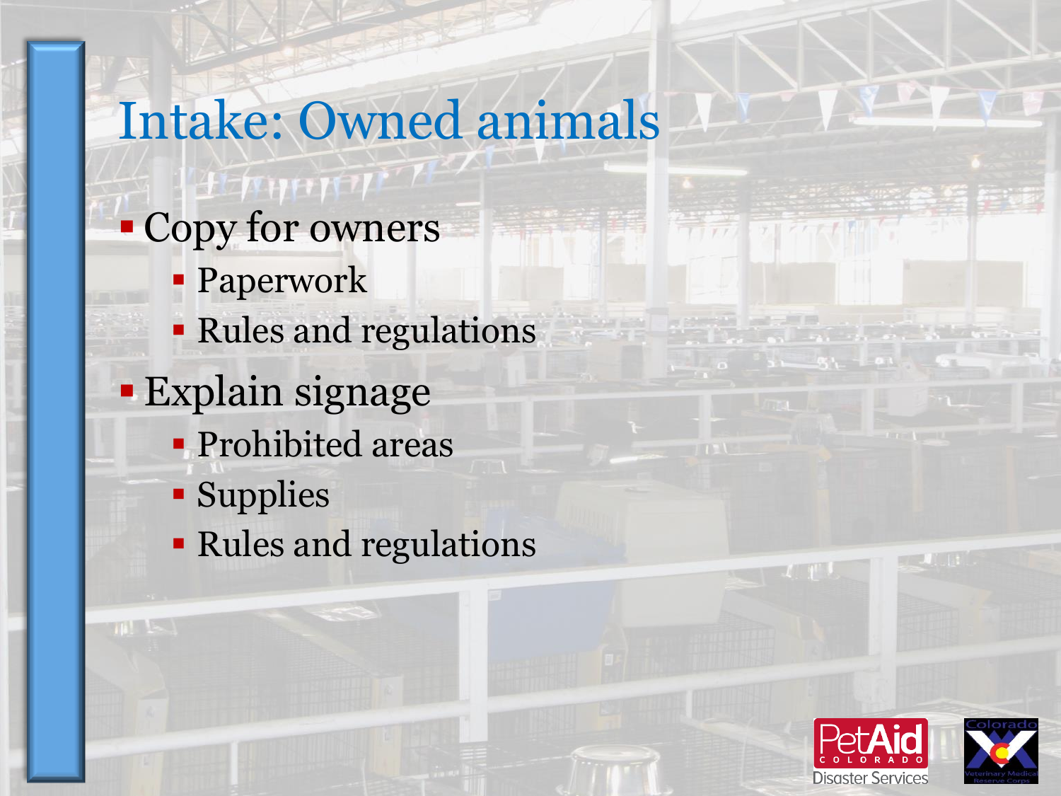# Intake: Owned animals

- Copy for owners
  - Paperwork
  - Rules and regulations
- Explain signage
  - Prohibited areas
  - Supplies
  - Rules and regulations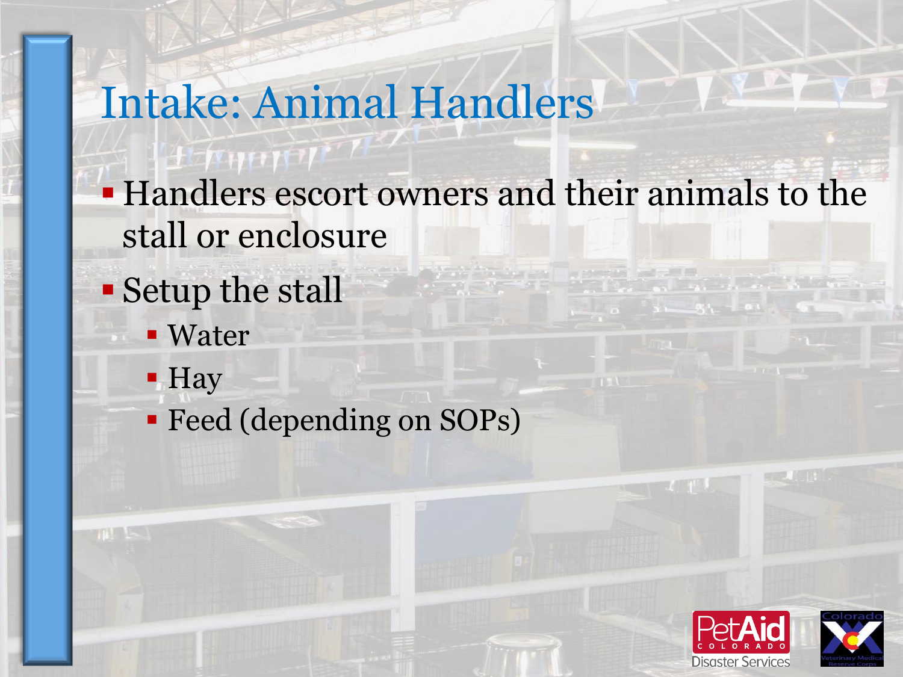# Intake: Animal Handlers

- Handlers escort owners and their animals to the stall or enclosure
- Setup the stall
  - Water
  - Hay
  - Feed (depending on SOPs)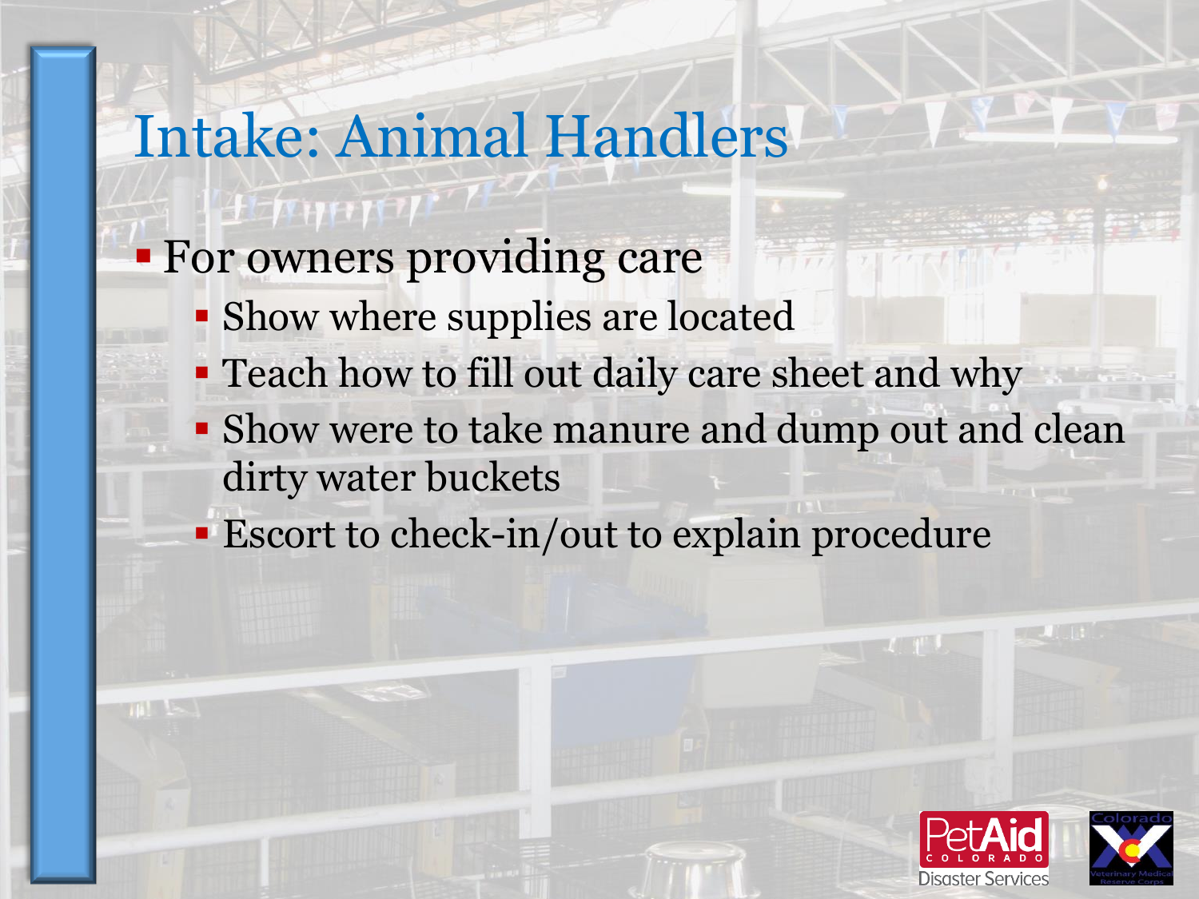# Intake: Animal Handlers

- For owners providing care
  - Show where supplies are located
  - Teach how to fill out daily care sheet and why
  - Show were to take manure and dump out and clean dirty water buckets
  - Escort to check-in/out to explain procedure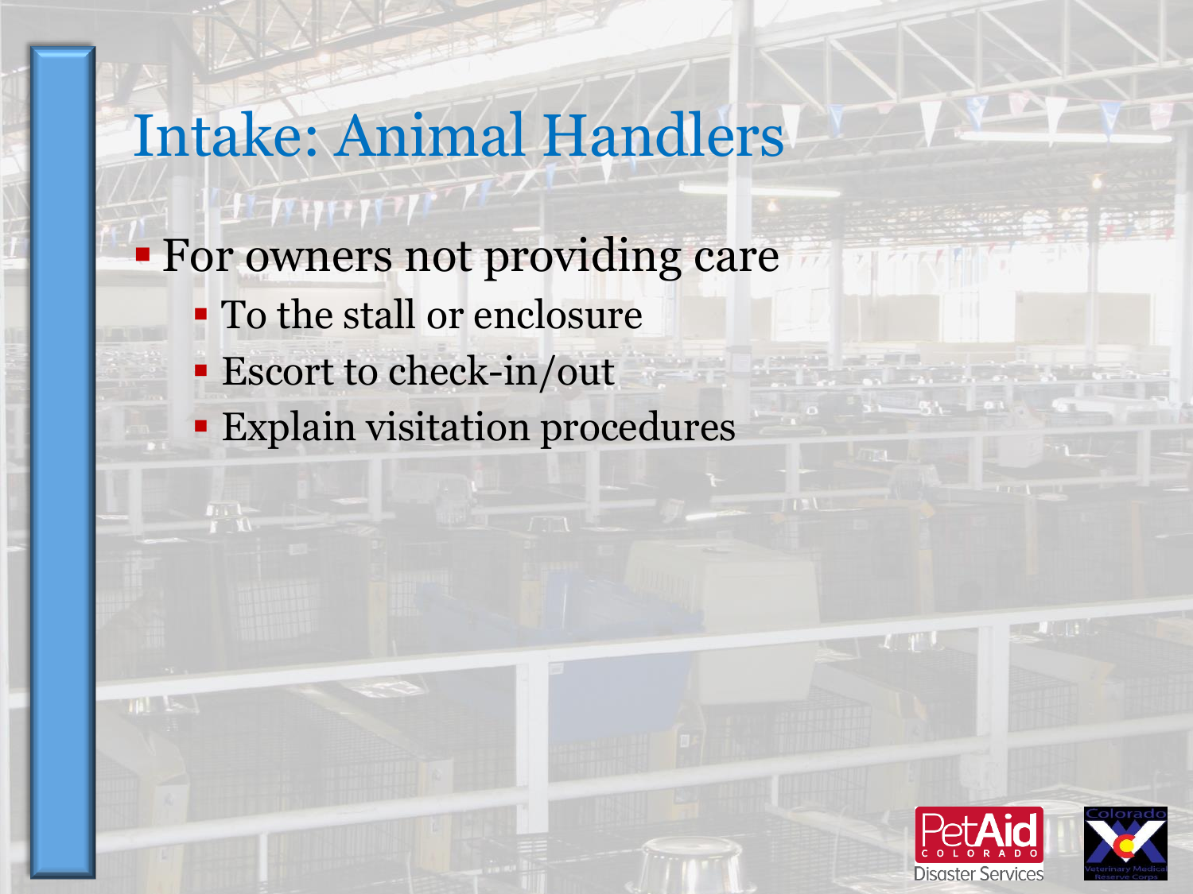# Intake: Animal Handlers

- For owners not providing care
  - To the stall or enclosure
  - Escort to check-in/out
  - Explain visitation procedures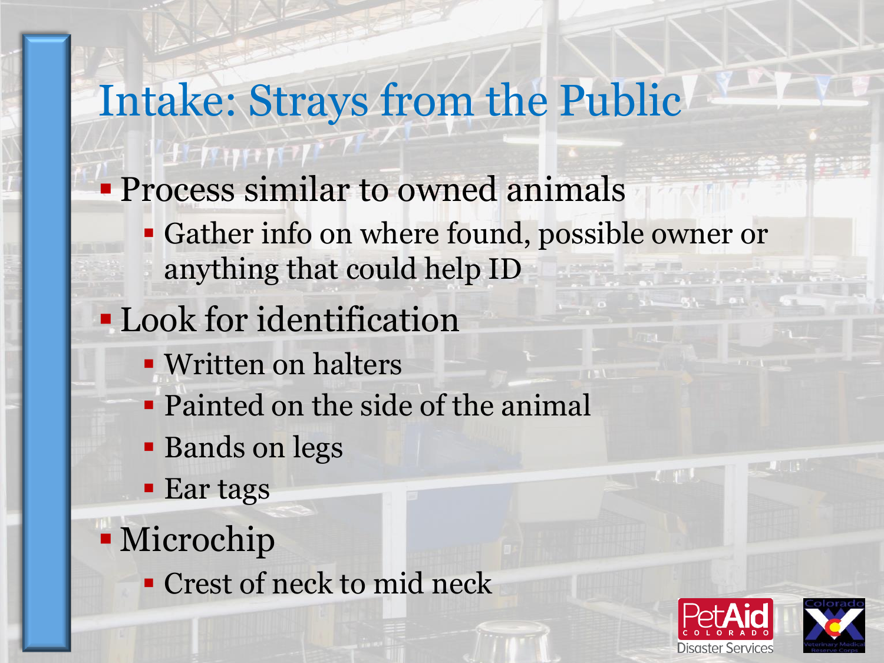# Intake: Strays from the Public

- Process similar to owned animals
  - Gather info on where found, possible owner or anything that could help ID
- Look for identification
  - Written on halters
  - Painted on the side of the animal
  - Bands on legs
  - Ear tags
- Microchip
  - Crest of neck to mid neck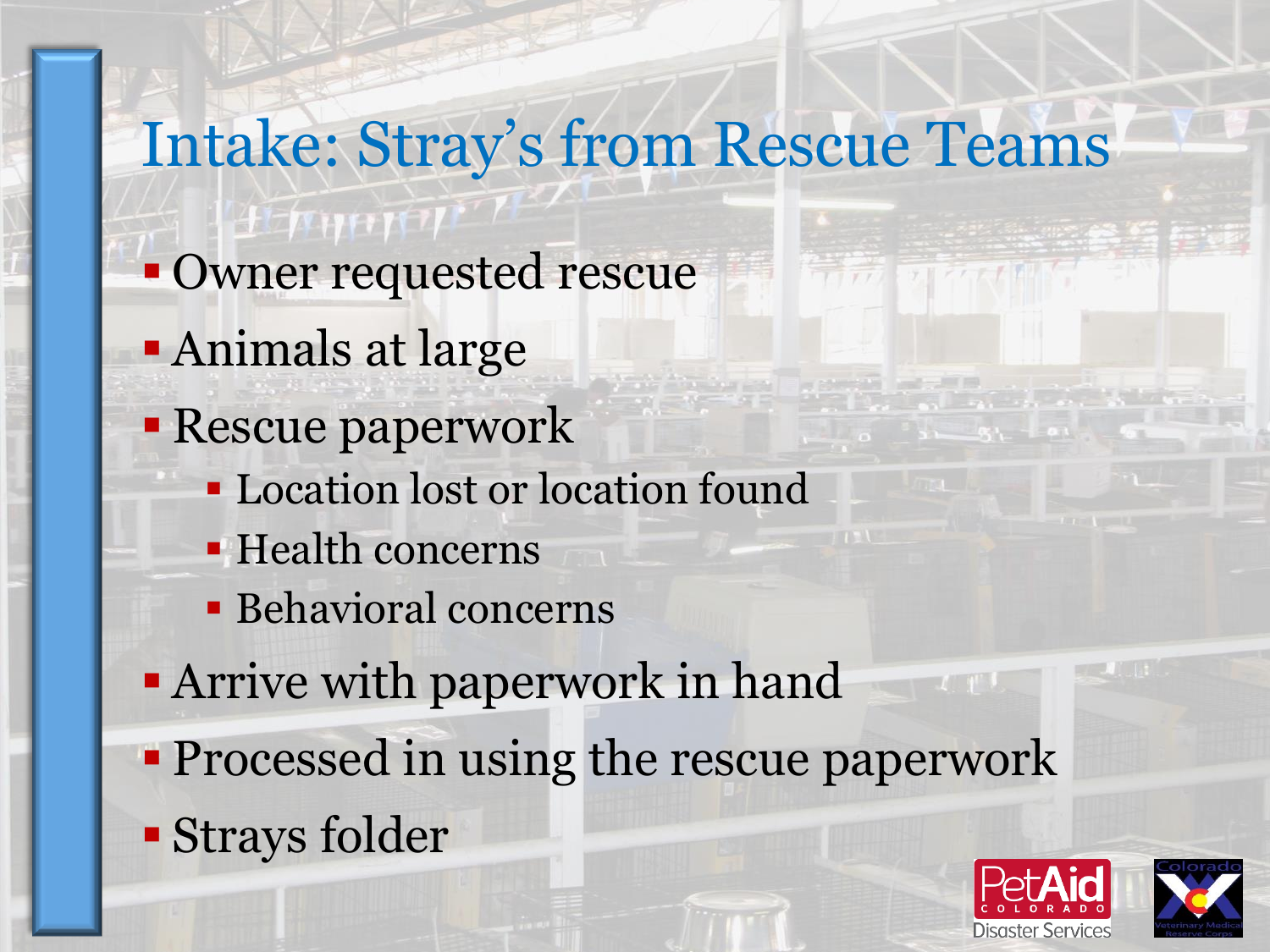# Intake: Stray's from Rescue Teams

- Owner requested rescue
- Animals at large
- Rescue paperwork
  - Location lost or location found
  - Health concerns
  - Behavioral concerns
- Arrive with paperwork in hand
- Processed in using the rescue paperwork
- Strays folder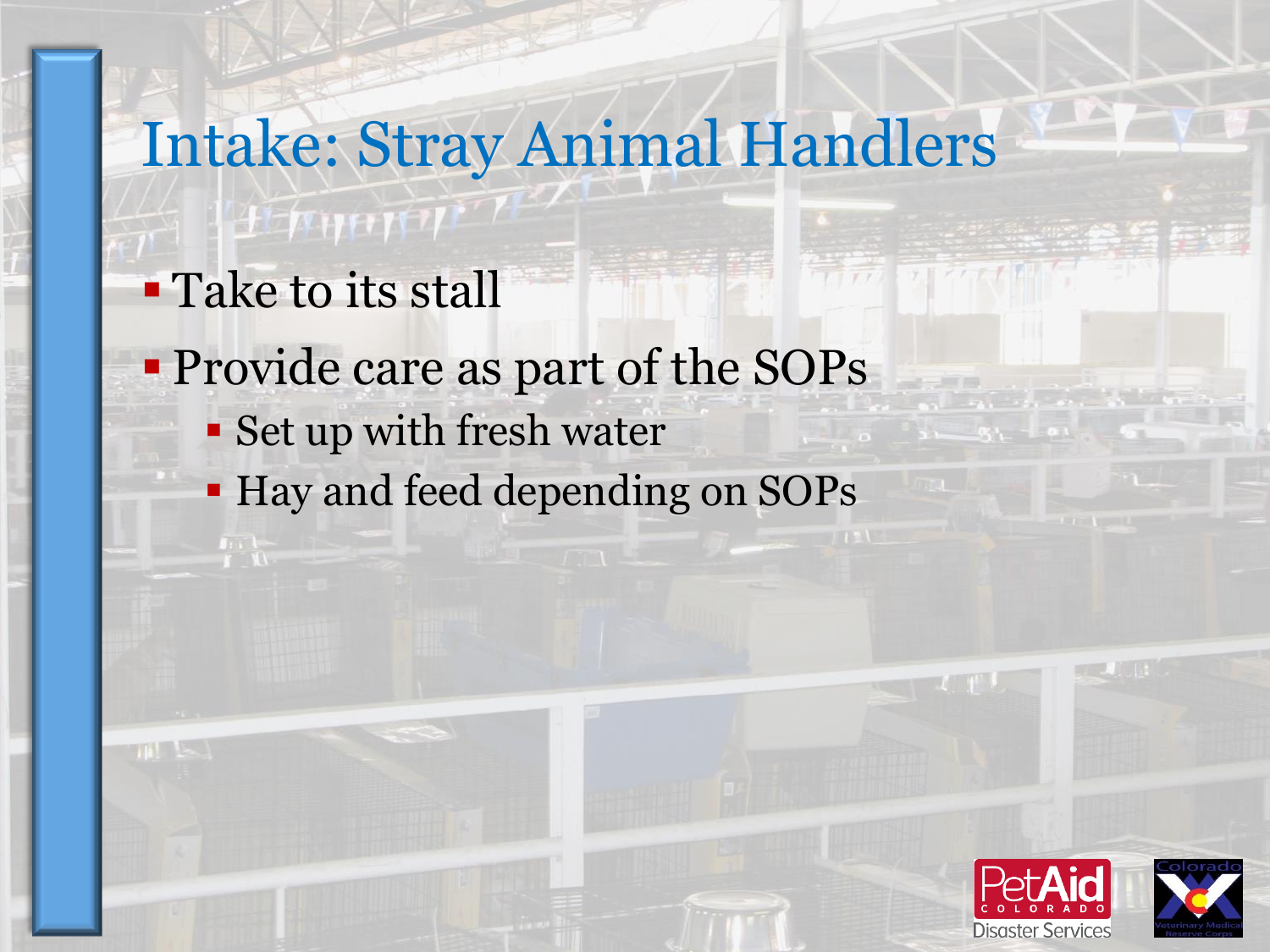# Intake: Stray Animal Handlers

- Take to its stall
- Provide care as part of the SOPs
  - Set up with fresh water
  - Hay and feed depending on SOPs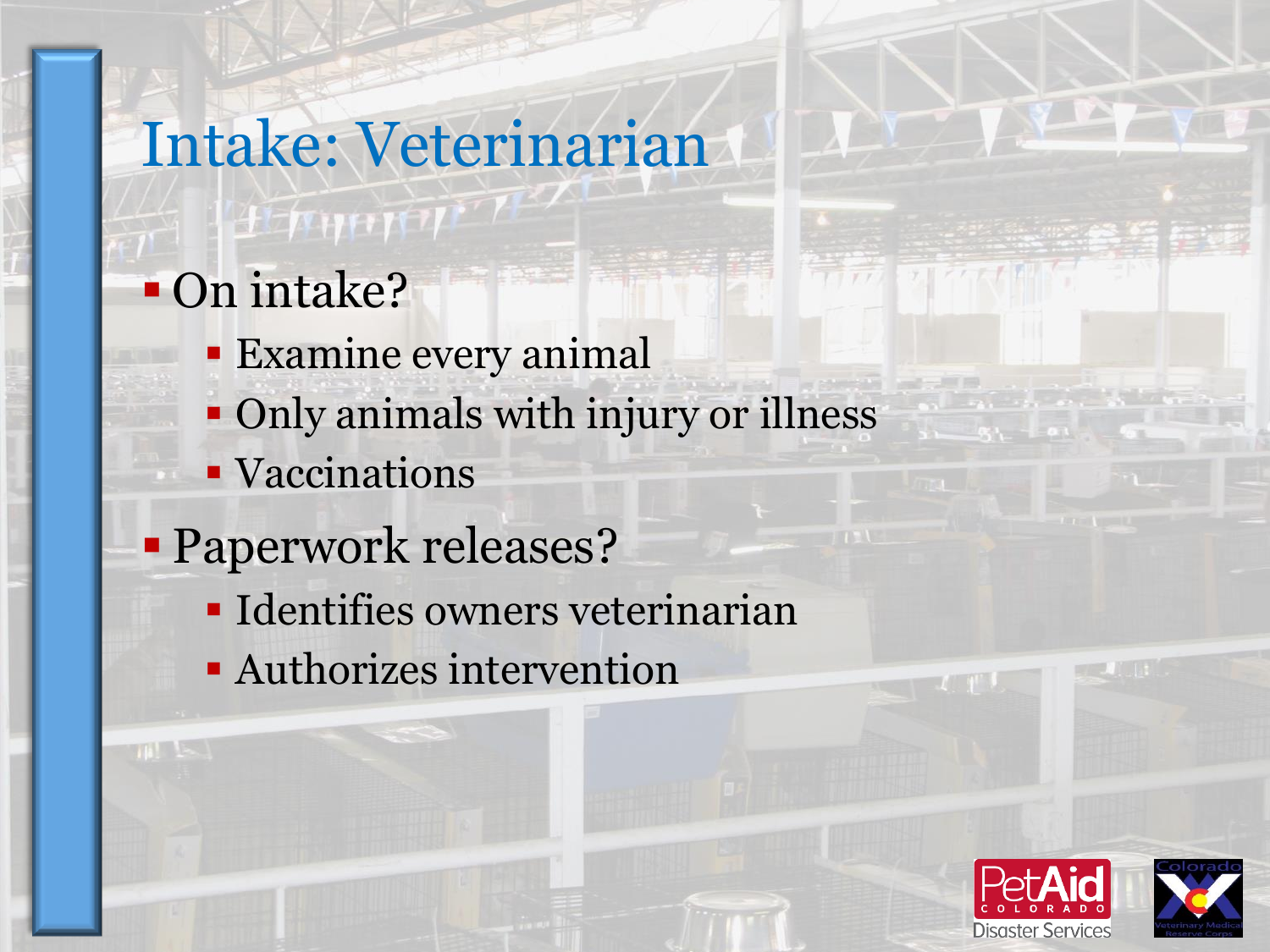# Intake: Veterinarian

- On intake?
  - Examine every animal
  - Only animals with injury or illness
  - Vaccinations
- Paperwork releases?
  - Identifies owners veterinarian
  - Authorizes intervention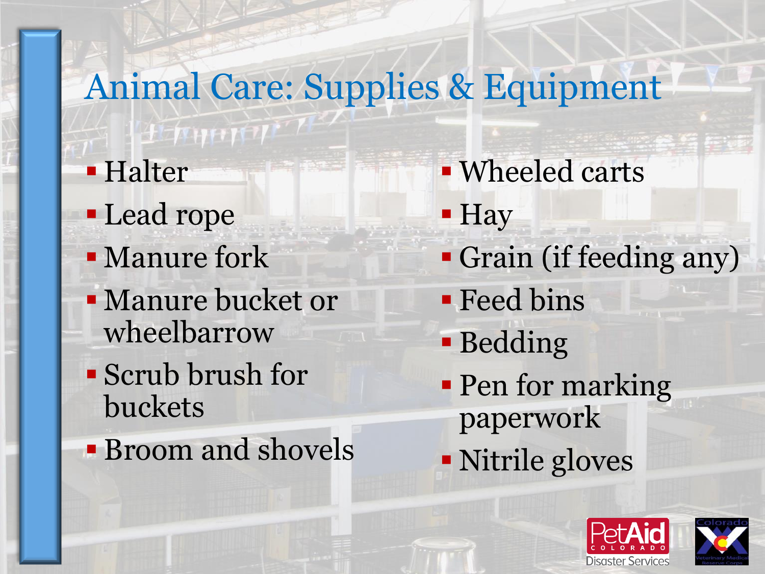# Animal Care: Supplies & Equipment

- Halter
- Lead rope
- Manure fork
- Manure bucket or wheelbarrow
- Scrub brush for buckets
- Broom and shovels
- Wheeled carts
- Hay
- Grain (if feeding any)
- Feed bins
- Bedding
- Pen for marking paperwork
- Nitrile gloves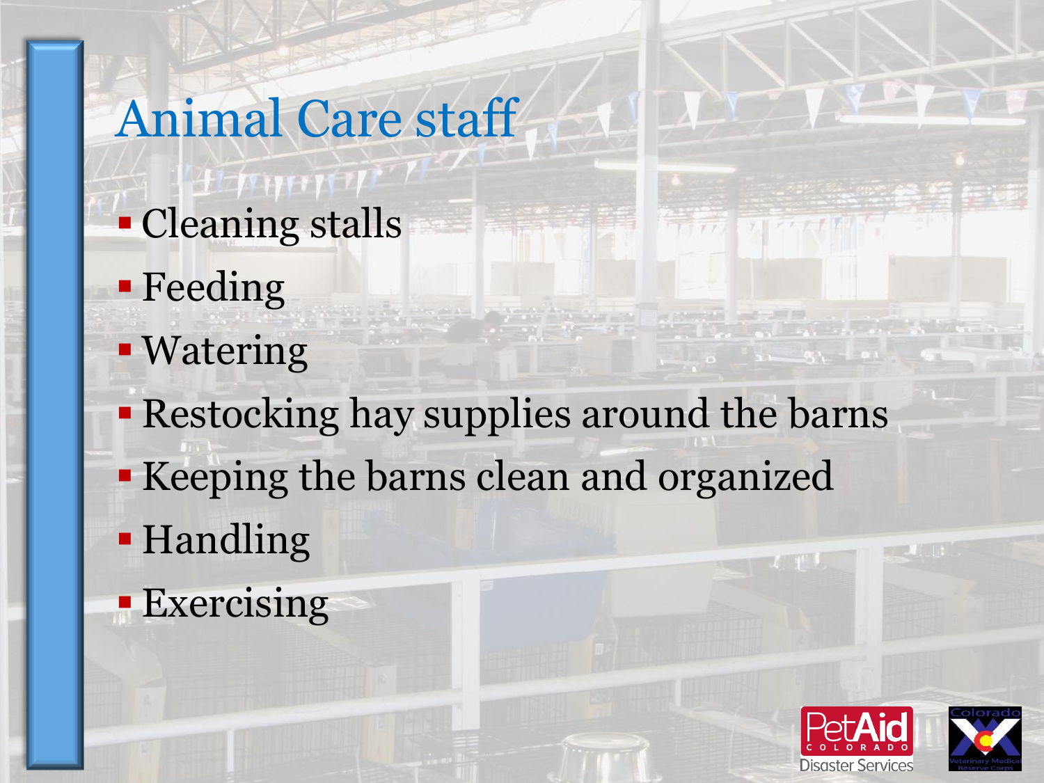# Animal Care staff

- Cleaning stalls
- Feeding
- Watering
- Restocking hay supplies around the barns
- Keeping the barns clean and organized
- Handling
- Exercising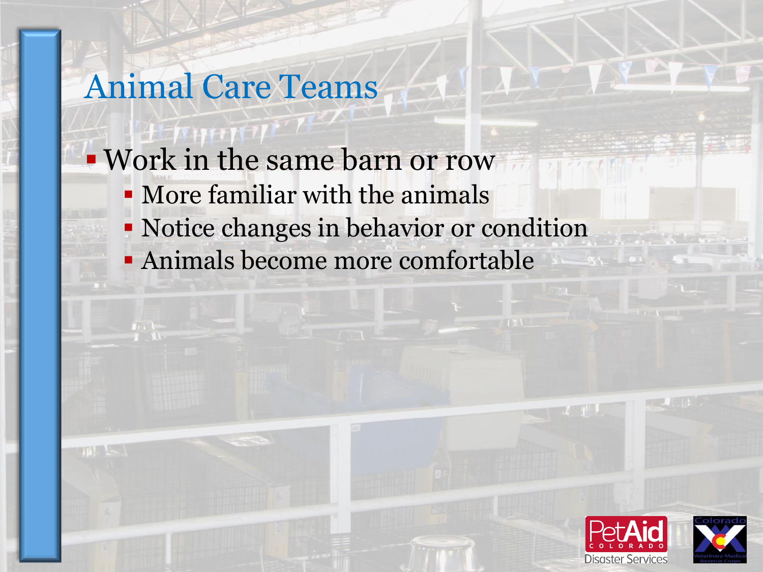# Animal Care Teams

- Work in the same barn or row
  - More familiar with the animals
  - Notice changes in behavior or condition
  - Animals become more comfortable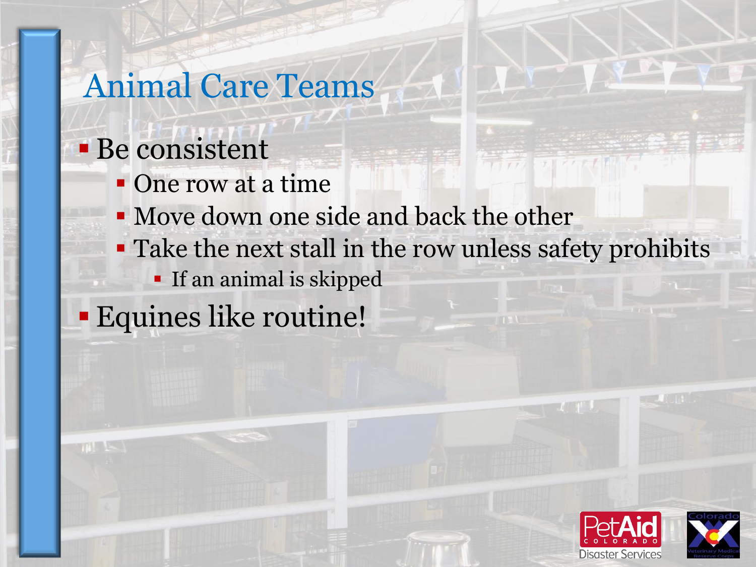# Animal Care Teams

- Be consistent
  - One row at a time
  - Move down one side and back the other
  - Take the next stall in the row unless safety prohibits
    - If an animal is skipped
- Equines like routine!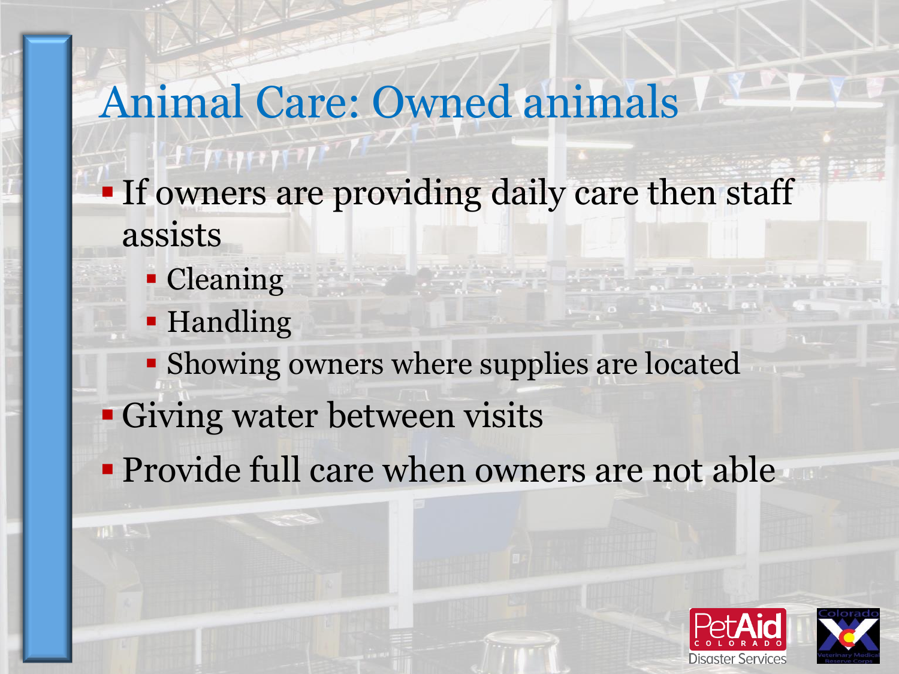# Animal Care: Owned animals

- If owners are providing daily care then staff assists
  - Cleaning
  - Handling
  - Showing owners where supplies are located
- Giving water between visits
- Provide full care when owners are not able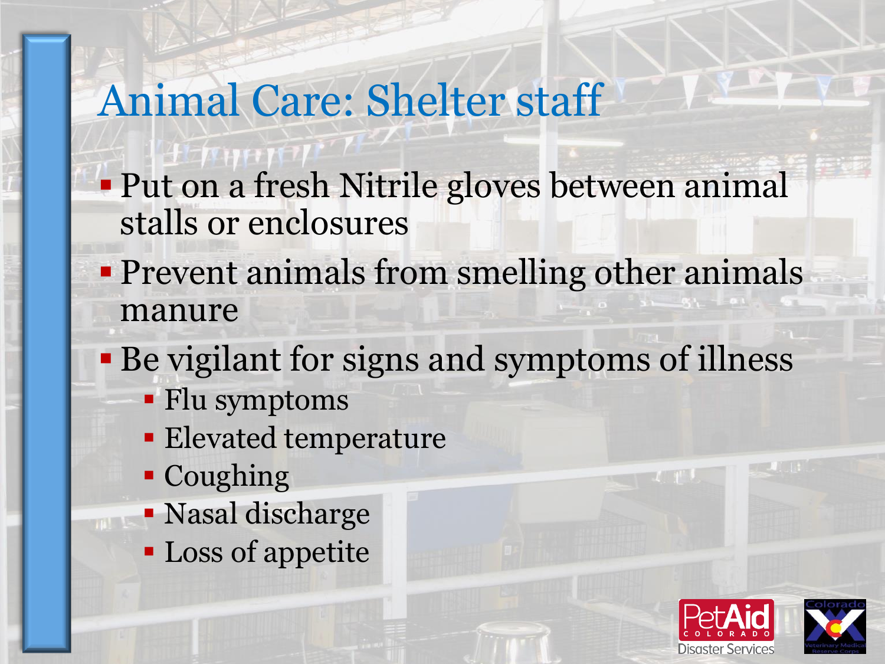# Animal Care: Shelter staff

- Put on a fresh Nitrile gloves between animal stalls or enclosures
- Prevent animals from smelling other animals manure
- Be vigilant for signs and symptoms of illness
  - Flu symptoms
  - Elevated temperature
  - Coughing
  - Nasal discharge
  - Loss of appetite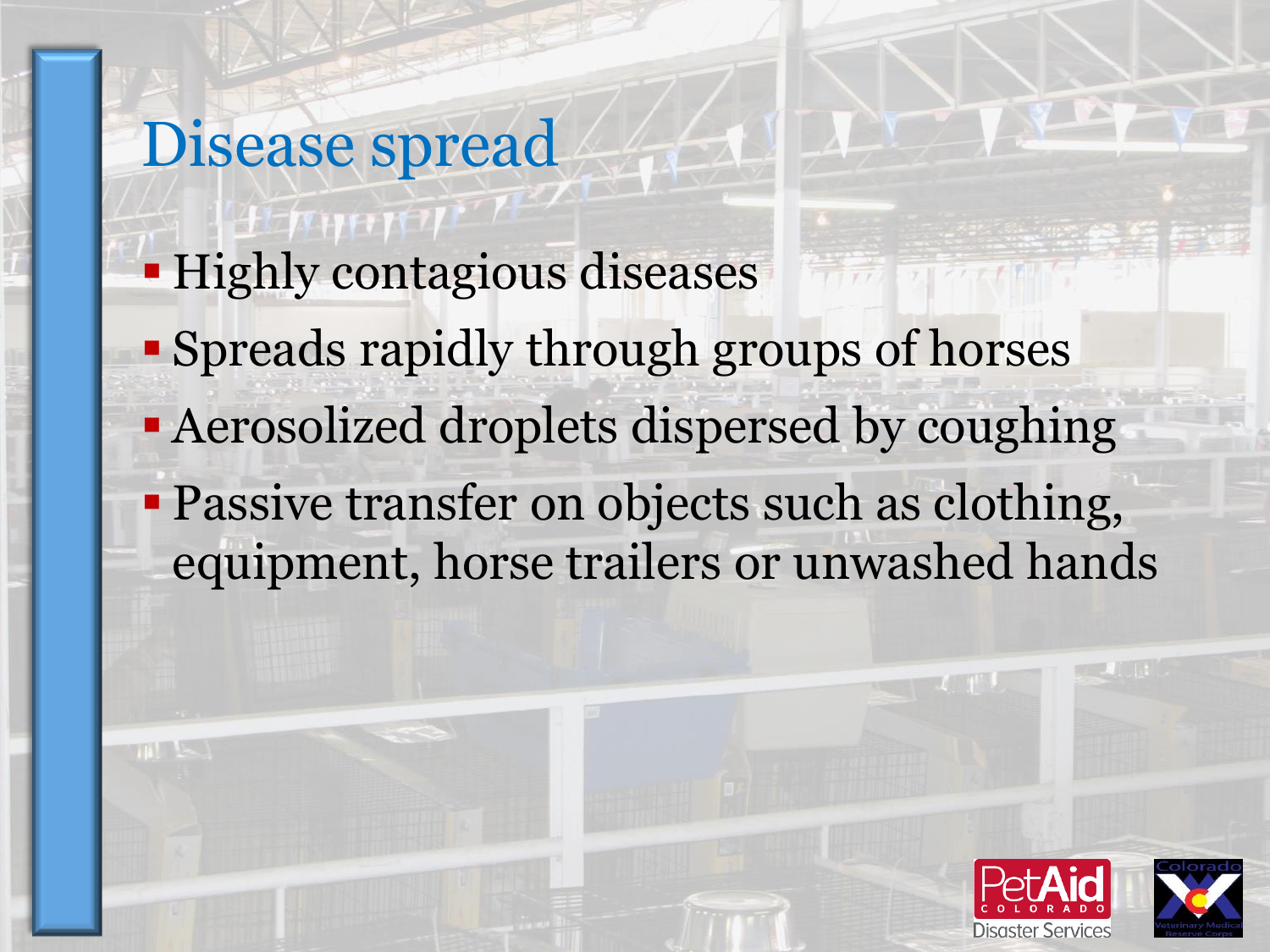# Disease spread

- Highly contagious diseases
- Spreads rapidly through groups of horses
- Aerosolized droplets dispersed by coughing
- Passive transfer on objects such as clothing, equipment, horse trailers or unwashed hands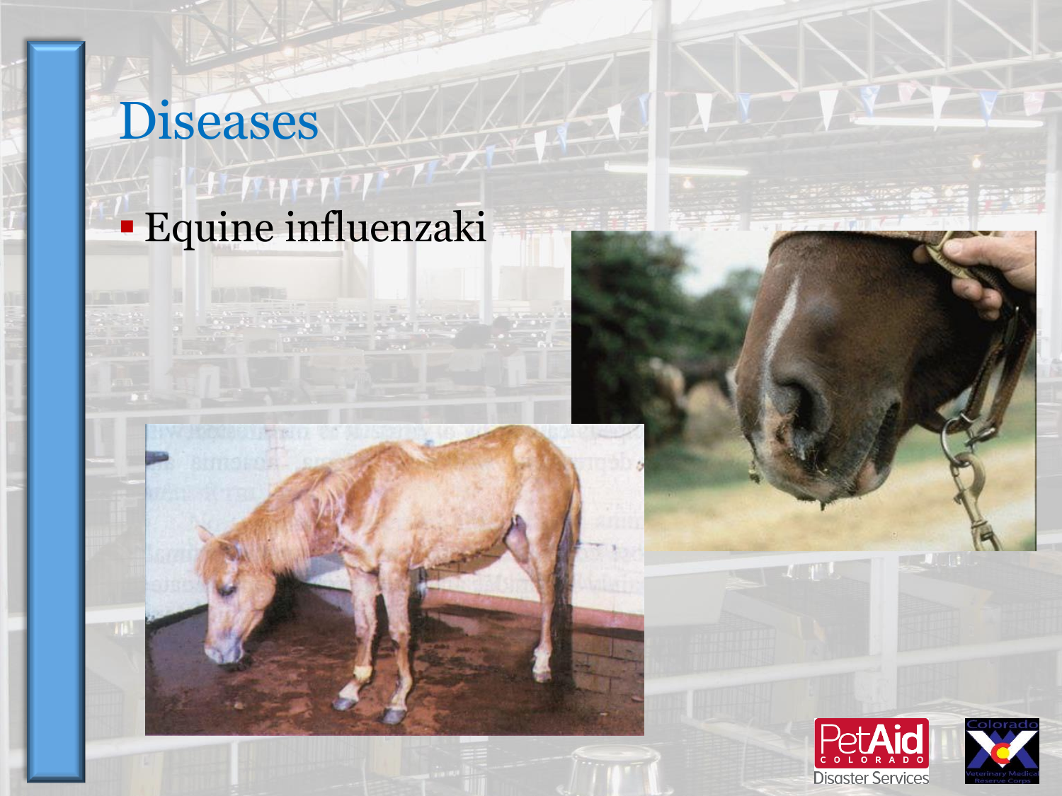# Diseases

- Equine influenzaki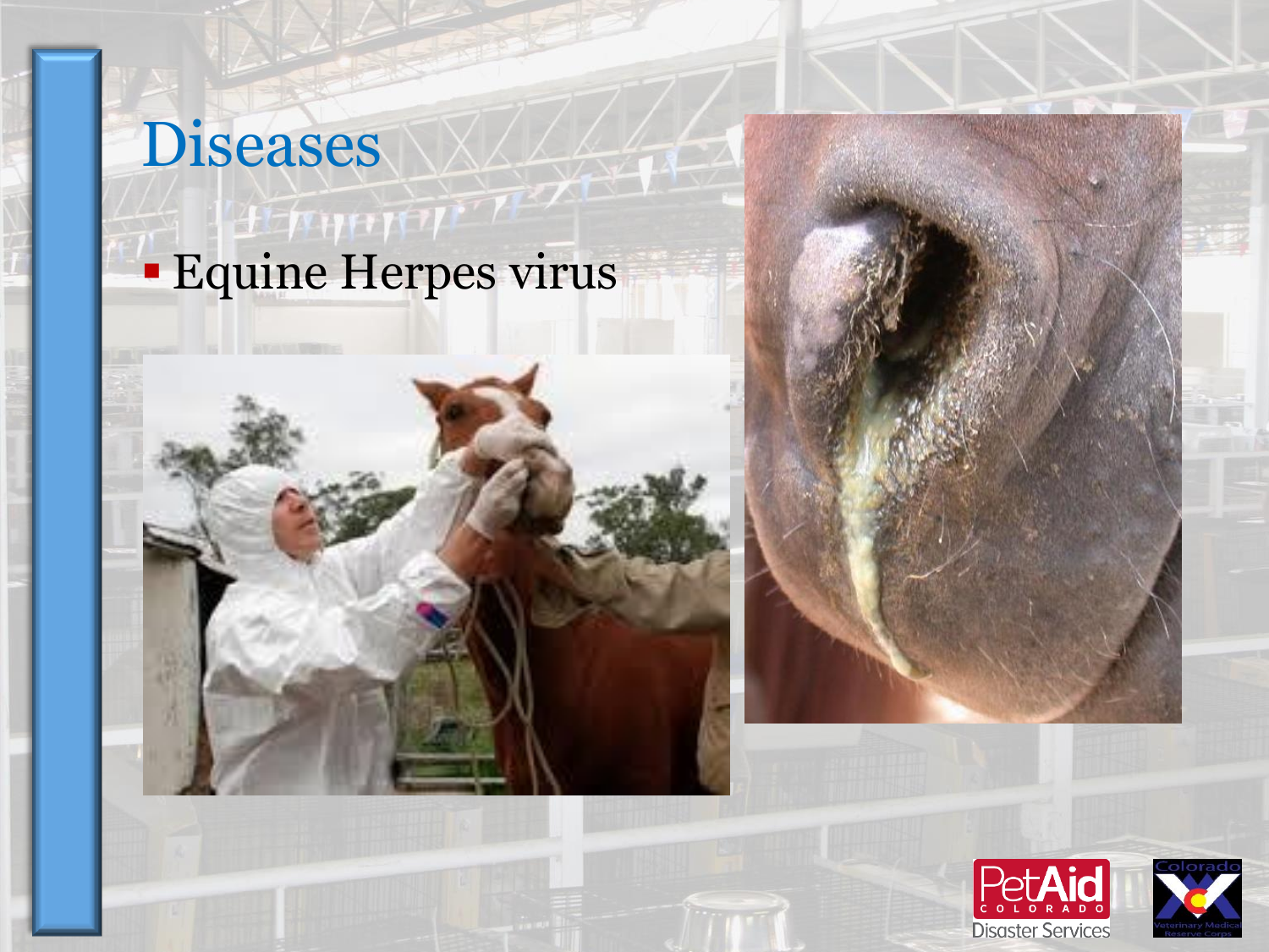# Diseases

- Equine Herpes virus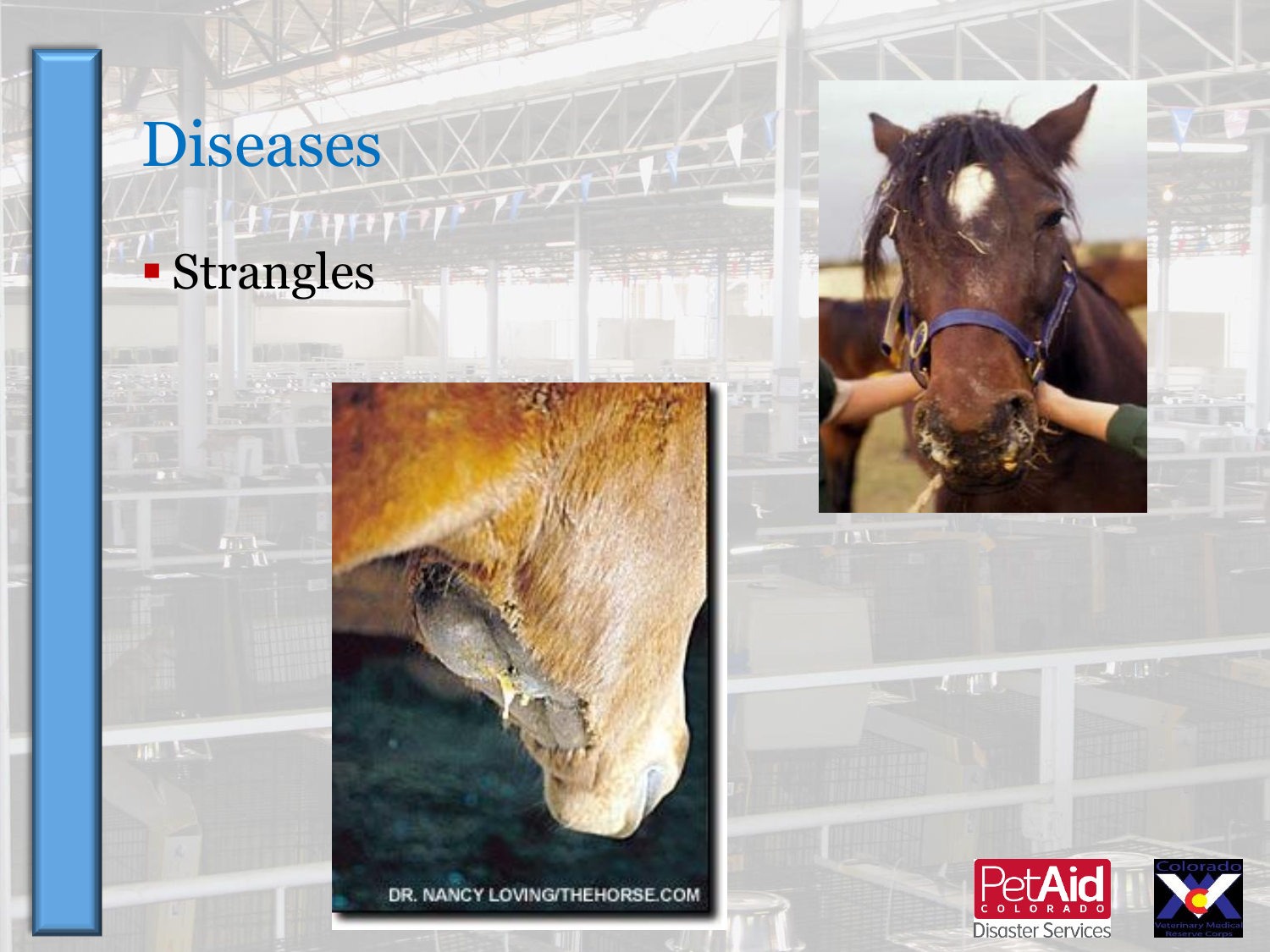# Diseases

- Strangles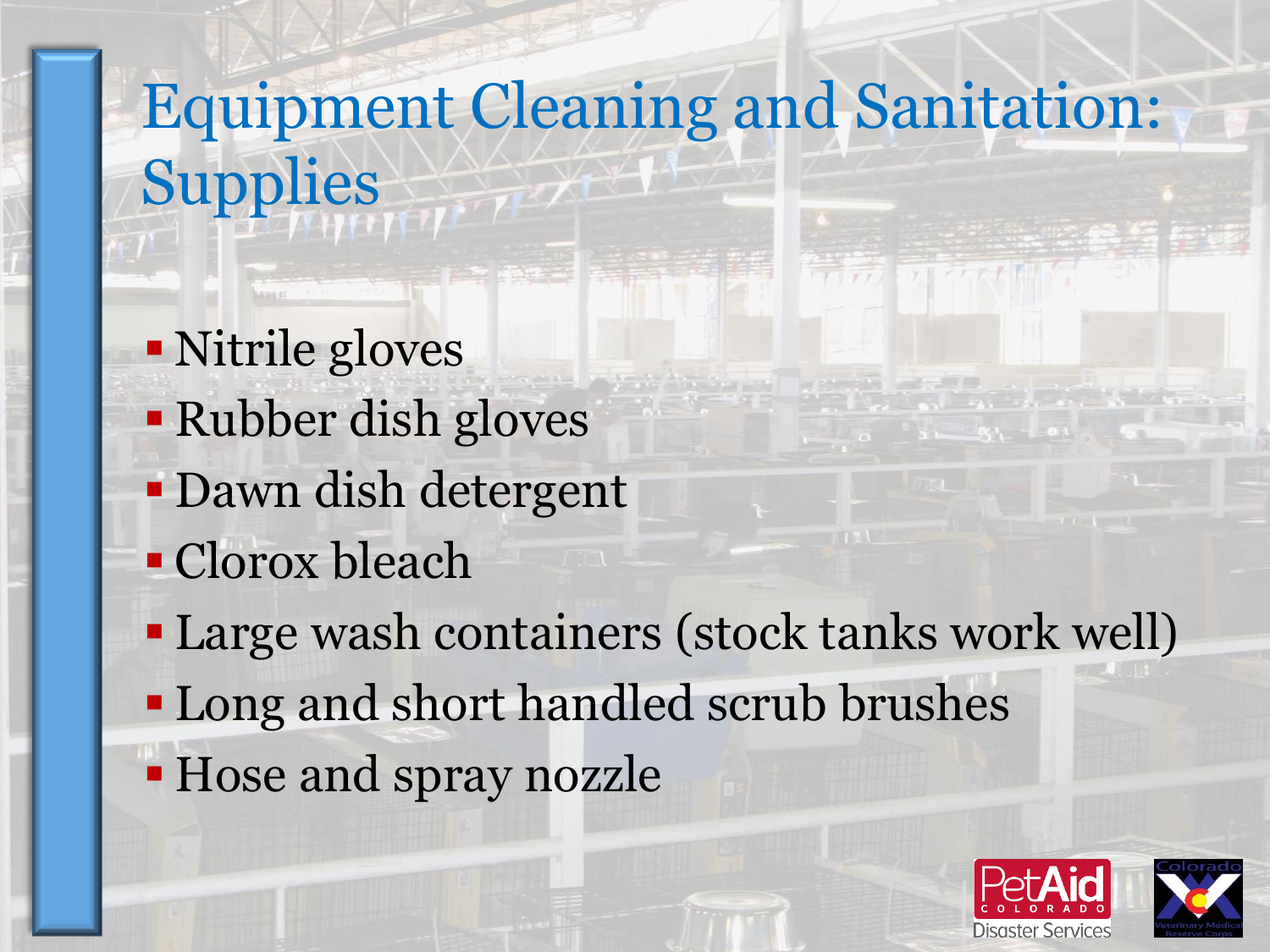# Equipment Cleaning and Sanitation: Supplies

- Nitrile gloves
- Rubber dish gloves
- Dawn dish detergent
- Clorox bleach
- Large wash containers (stock tanks work well)
- Long and short handled scrub brushes
- Hose and spray nozzle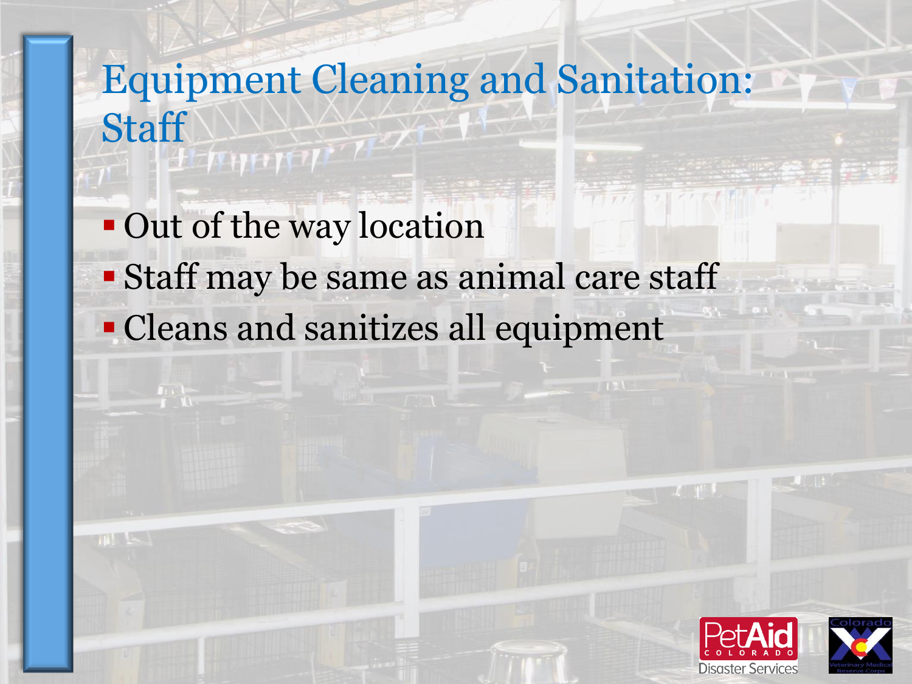# Equipment Cleaning and Sanitation: Staff

- Out of the way location
- Staff may be same as animal care staff
- Cleans and sanitizes all equipment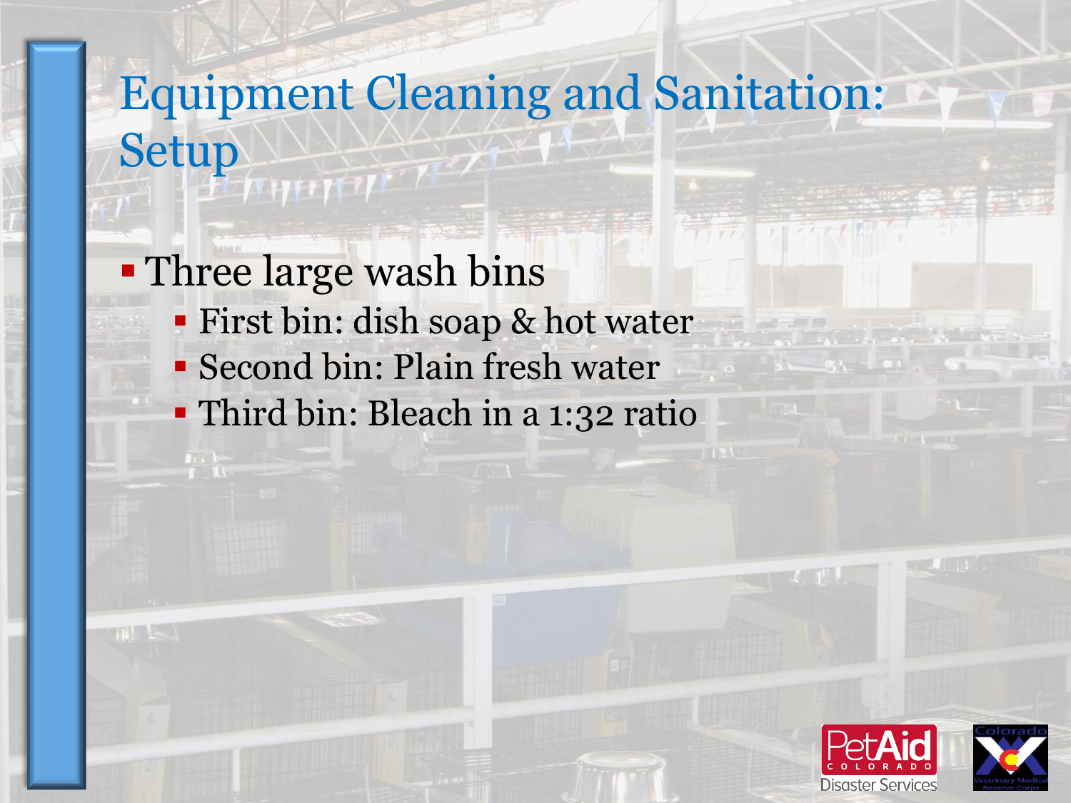# Equipment Cleaning and Sanitation: Setup

- Three large wash bins
  - First bin: dish soap & hot water
  - Second bin: Plain fresh water
  - Third bin: Bleach in a 1:32 ratio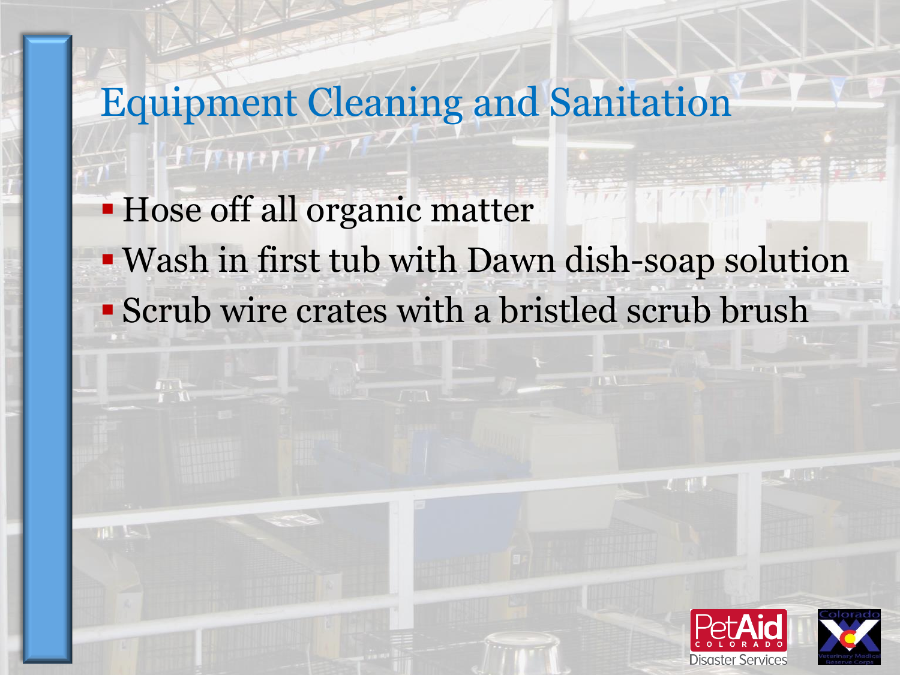# Equipment Cleaning and Sanitation

- Hose off all organic matter
- Wash in first tub with Dawn dish-soap solution
- Scrub wire crates with a bristled scrub brush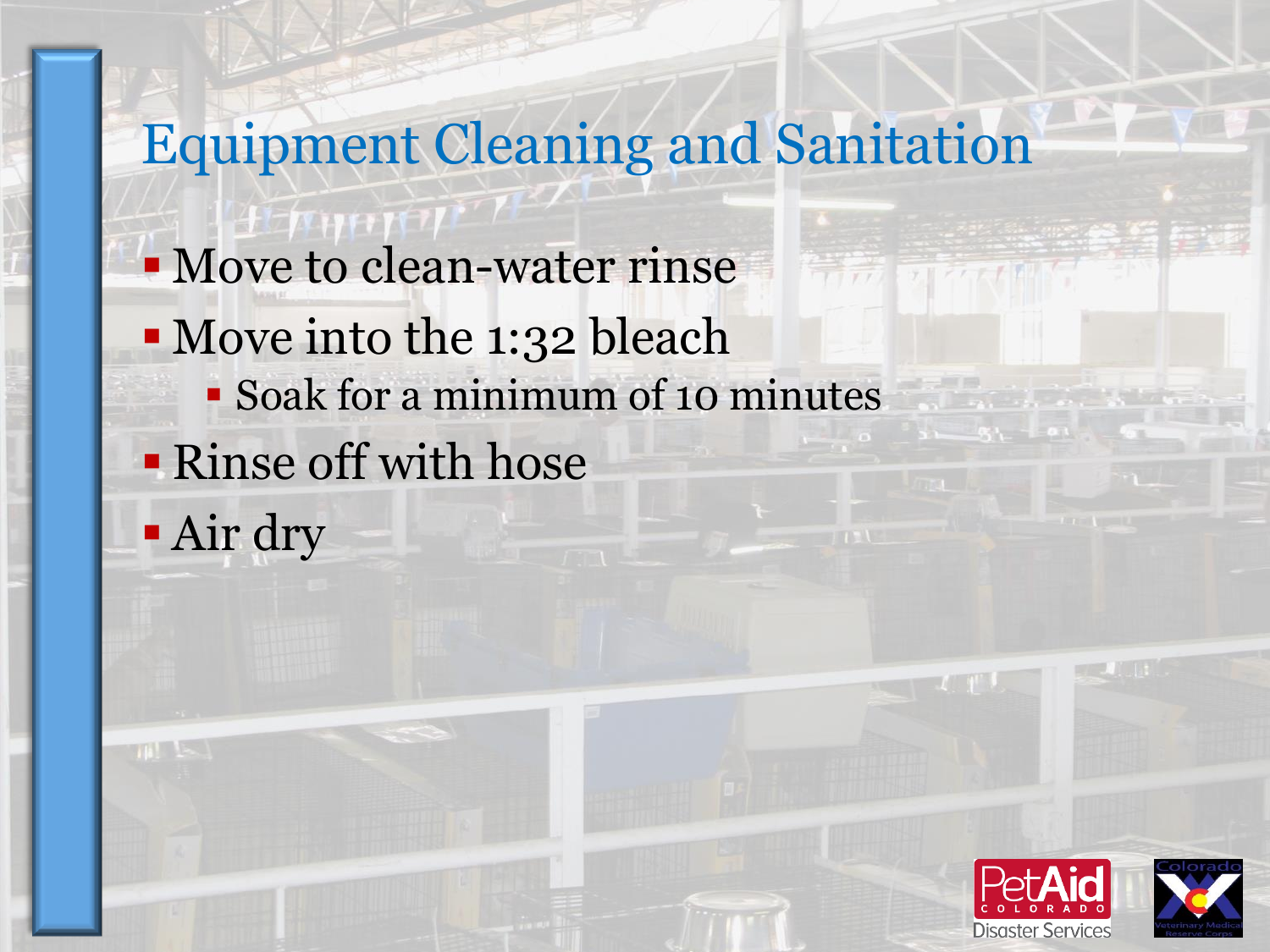# Equipment Cleaning and Sanitation

- Move to clean-water rinse
- Move into the 1:32 bleach
  - Soak for a minimum of 10 minutes
- Rinse off with hose
- Air dry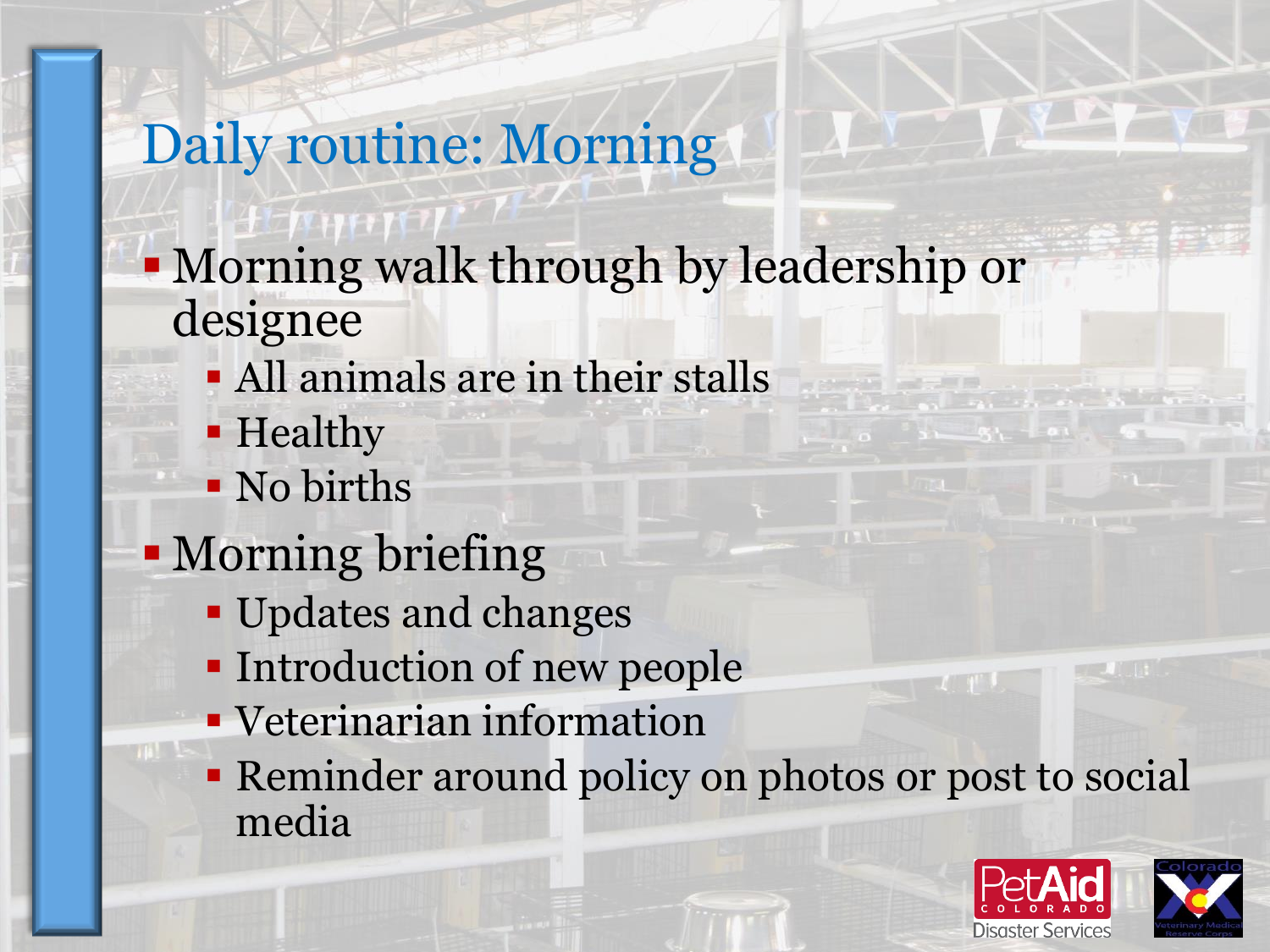# Daily routine: Morning

- Morning walk through by leadership or designee
  - All animals are in their stalls
  - Healthy
  - No births
- Morning briefing
  - Updates and changes
  - Introduction of new people
  - Veterinarian information
  - Reminder around policy on photos or post to social media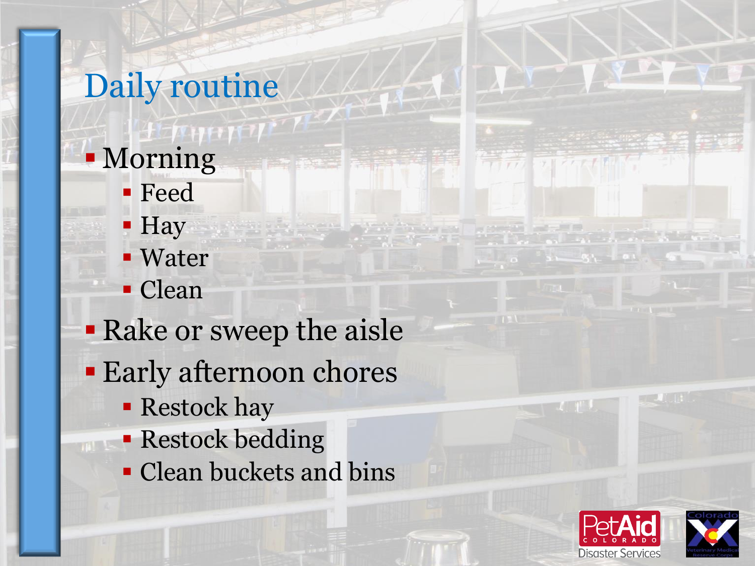# Daily routine

- Morning
  - Feed
  - Hay
  - Water
  - Clean
- Rake or sweep the aisle
- Early afternoon chores
  - Restock hay
  - Restock bedding
  - Clean buckets and bins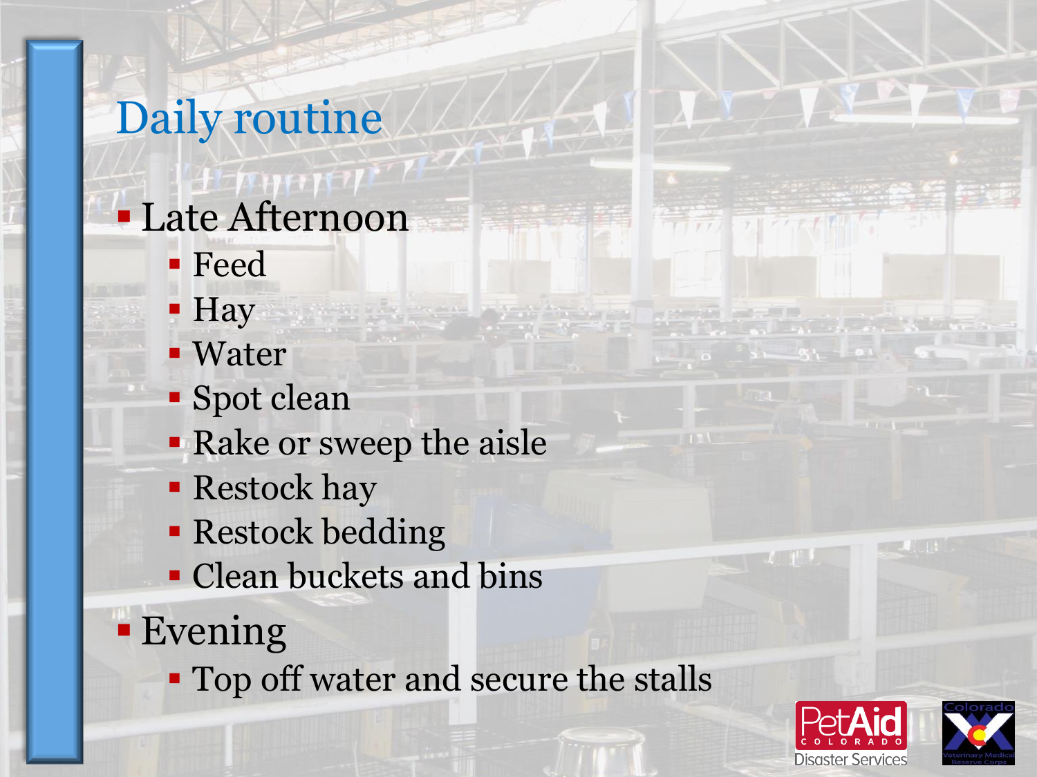# Daily routine

- Late Afternoon
  - Feed
  - Hay
  - Water
  - Spot clean
  - Rake or sweep the aisle
  - Restock hay
  - Restock bedding
  - Clean buckets and bins
- Evening
  - Top off water and secure the stalls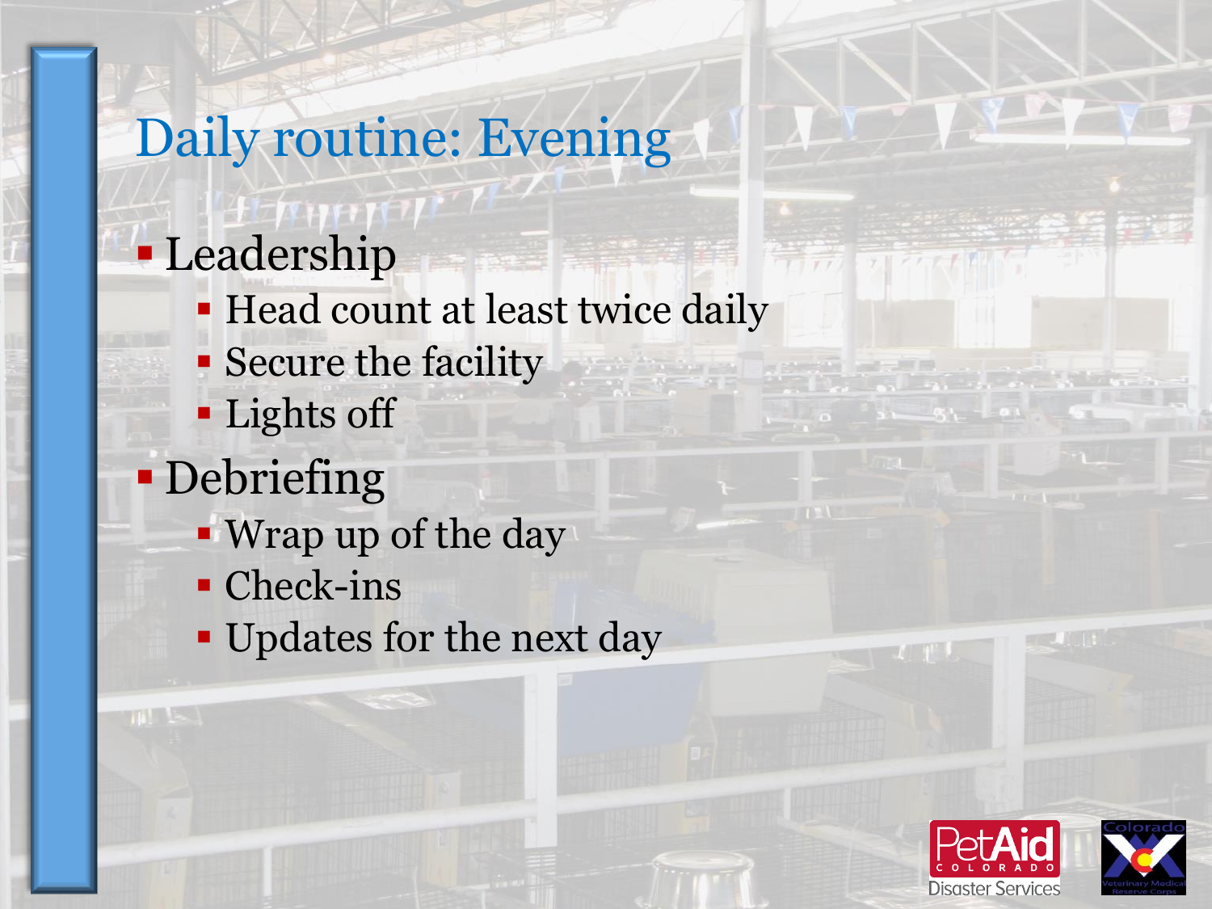# Daily routine: Evening

- Leadership
  - Head count at least twice daily
  - Secure the facility
  - Lights off
- Debriefing
  - Wrap up of the day
  - Check-ins
  - Updates for the next day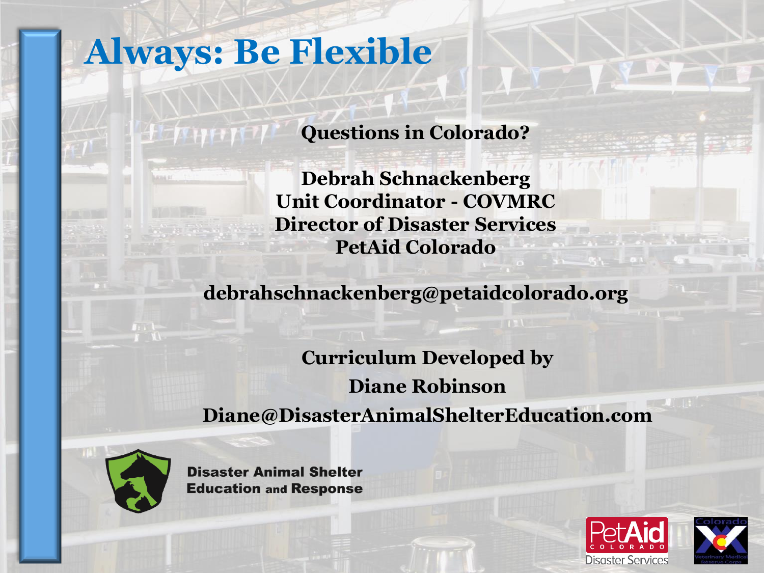# Always: Be Flexible

**Questions in Colorado?**

**Debrah Schnackenberg**
**Unit Coordinator - COVMRC**
**Director of Disaster Services**
**PetAid Colorado**

**debrahschnackenberg@petaidcolorado.org**

**Curriculum Developed by**
**Diane Robinson**
**Diane@DisasterAnimalShelterEducation.com**

**Disaster Animal Shelter Education and Response**

PetAid COLORADO Disaster Services

Colorado Veterinary Medical Reserve Corps